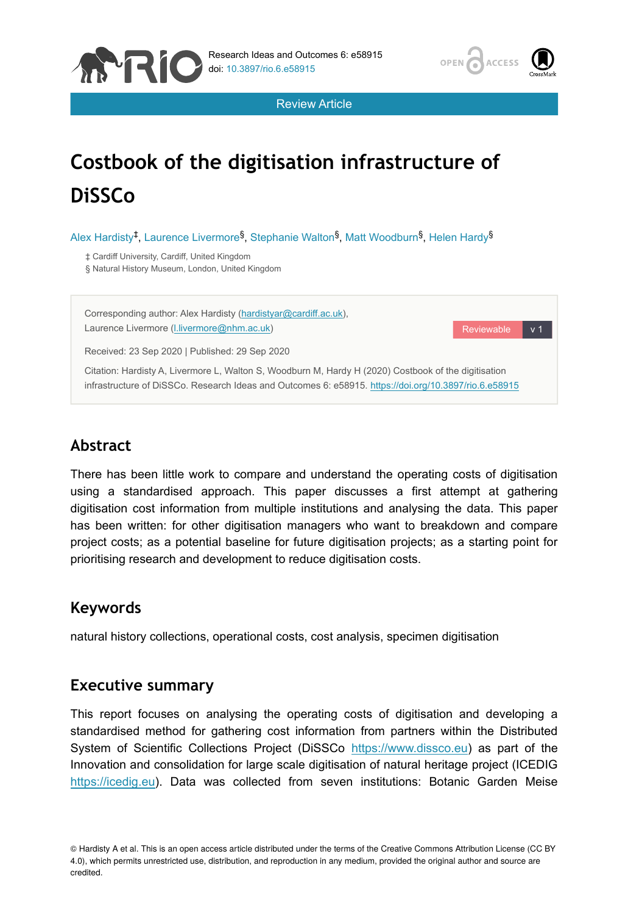Review Article

# Costbook of the digitisation infrastructure of DiSSCo

Alex Hardisty[‡], Laurence Livermore[§], Stephanie Walton[§], Matt Woodburn[§], Helen Hardy[§]

‡ Cardiff University, Cardiff, United Kingdom
§ Natural History Museum, London, United Kingdom

Corresponding author: Alex Hardisty (hardistyar@cardiff.ac.uk), Laurence Livermore (l.livermore@nhm.ac.uk)

Received: 23 Sep 2020 | Published: 29 Sep 2020

Citation: Hardisty A, Livermore L, Walton S, Woodburn M, Hardy H (2020) Costbook of the digitisation infrastructure of DiSSCo. Research Ideas and Outcomes 6: e58915. https://doi.org/10.3897/rio.6.e58915

## Abstract

There has been little work to compare and understand the operating costs of digitisation using a standardised approach. This paper discusses a first attempt at gathering digitisation cost information from multiple institutions and analysing the data. This paper has been written: for other digitisation managers who want to breakdown and compare project costs; as a potential baseline for future digitisation projects; as a starting point for prioritising research and development to reduce digitisation costs.

## Keywords

natural history collections, operational costs, cost analysis, specimen digitisation

## Executive summary

This report focuses on analysing the operating costs of digitisation and developing a standardised method for gathering cost information from partners within the Distributed System of Scientific Collections Project (DiSSCo https://www.dissco.eu) as part of the Innovation and consolidation for large scale digitisation of natural heritage project (ICEDIG https://icedig.eu). Data was collected from seven institutions: Botanic Garden Meise

© Hardisty A et al. This is an open access article distributed under the terms of the Creative Commons Attribution License (CC BY 4.0), which permits unrestricted use, distribution, and reproduction in any medium, provided the original author and source are credited.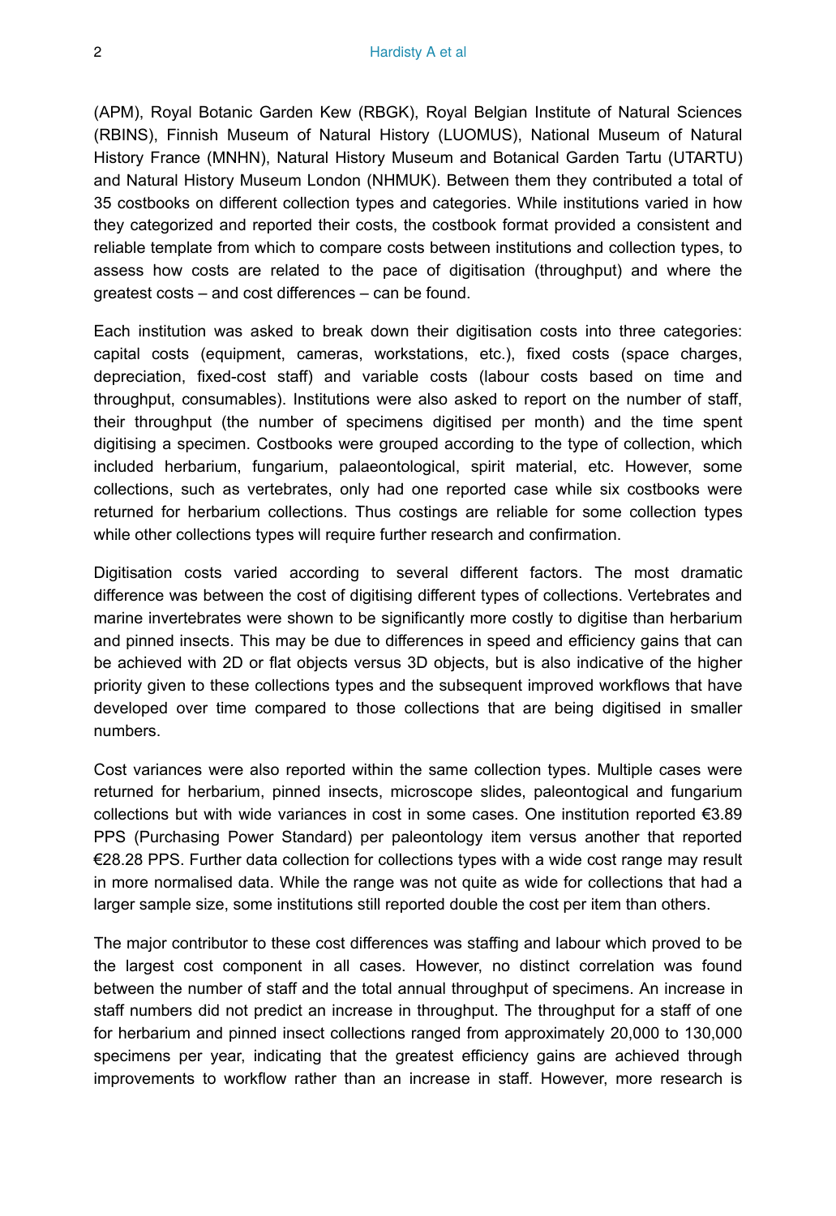(APM), Royal Botanic Garden Kew (RBGK), Royal Belgian Institute of Natural Sciences (RBINS), Finnish Museum of Natural History (LUOMUS), National Museum of Natural History France (MNHN), Natural History Museum and Botanical Garden Tartu (UTARTU) and Natural History Museum London (NHMUK). Between them they contributed a total of 35 costbooks on different collection types and categories. While institutions varied in how they categorized and reported their costs, the costbook format provided a consistent and reliable template from which to compare costs between institutions and collection types, to assess how costs are related to the pace of digitisation (throughput) and where the greatest costs – and cost differences – can be found.

Each institution was asked to break down their digitisation costs into three categories: capital costs (equipment, cameras, workstations, etc.), fixed costs (space charges, depreciation, fixed-cost staff) and variable costs (labour costs based on time and throughput, consumables). Institutions were also asked to report on the number of staff, their throughput (the number of specimens digitised per month) and the time spent digitising a specimen. Costbooks were grouped according to the type of collection, which included herbarium, fungarium, palaeontological, spirit material, etc. However, some collections, such as vertebrates, only had one reported case while six costbooks were returned for herbarium collections. Thus costings are reliable for some collection types while other collections types will require further research and confirmation.

Digitisation costs varied according to several different factors. The most dramatic difference was between the cost of digitising different types of collections. Vertebrates and marine invertebrates were shown to be significantly more costly to digitise than herbarium and pinned insects. This may be due to differences in speed and efficiency gains that can be achieved with 2D or flat objects versus 3D objects, but is also indicative of the higher priority given to these collections types and the subsequent improved workflows that have developed over time compared to those collections that are being digitised in smaller numbers.

Cost variances were also reported within the same collection types. Multiple cases were returned for herbarium, pinned insects, microscope slides, paleontogical and fungarium collections but with wide variances in cost in some cases. One institution reported €3.89 PPS (Purchasing Power Standard) per paleontology item versus another that reported €28.28 PPS. Further data collection for collections types with a wide cost range may result in more normalised data. While the range was not quite as wide for collections that had a larger sample size, some institutions still reported double the cost per item than others.

The major contributor to these cost differences was staffing and labour which proved to be the largest cost component in all cases. However, no distinct correlation was found between the number of staff and the total annual throughput of specimens. An increase in staff numbers did not predict an increase in throughput. The throughput for a staff of one for herbarium and pinned insect collections ranged from approximately 20,000 to 130,000 specimens per year, indicating that the greatest efficiency gains are achieved through improvements to workflow rather than an increase in staff. However, more research is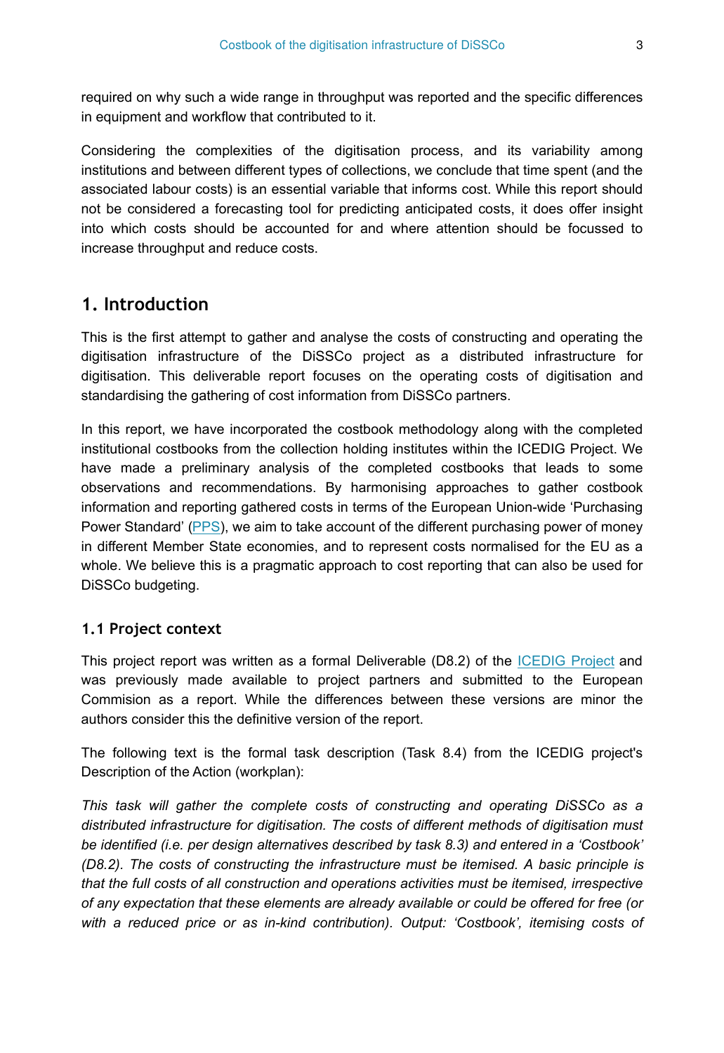required on why such a wide range in throughput was reported and the specific differences in equipment and workflow that contributed to it.

Considering the complexities of the digitisation process, and its variability among institutions and between different types of collections, we conclude that time spent (and the associated labour costs) is an essential variable that informs cost. While this report should not be considered a forecasting tool for predicting anticipated costs, it does offer insight into which costs should be accounted for and where attention should be focussed to increase throughput and reduce costs.

## 1. Introduction

This is the first attempt to gather and analyse the costs of constructing and operating the digitisation infrastructure of the DiSSCo project as a distributed infrastructure for digitisation. This deliverable report focuses on the operating costs of digitisation and standardising the gathering of cost information from DiSSCo partners.

In this report, we have incorporated the costbook methodology along with the completed institutional costbooks from the collection holding institutes within the ICEDIG Project. We have made a preliminary analysis of the completed costbooks that leads to some observations and recommendations. By harmonising approaches to gather costbook information and reporting gathered costs in terms of the European Union-wide 'Purchasing Power Standard' (PPS), we aim to take account of the different purchasing power of money in different Member State economies, and to represent costs normalised for the EU as a whole. We believe this is a pragmatic approach to cost reporting that can also be used for DiSSCo budgeting.

### 1.1 Project context

This project report was written as a formal Deliverable (D8.2) of the ICEDIG Project and was previously made available to project partners and submitted to the European Commision as a report. While the differences between these versions are minor the authors consider this the definitive version of the report.

The following text is the formal task description (Task 8.4) from the ICEDIG project's Description of the Action (workplan):

*This task will gather the complete costs of constructing and operating DiSSCo as a distributed infrastructure for digitisation. The costs of different methods of digitisation must be identified (i.e. per design alternatives described by task 8.3) and entered in a 'Costbook' (D8.2). The costs of constructing the infrastructure must be itemised. A basic principle is that the full costs of all construction and operations activities must be itemised, irrespective of any expectation that these elements are already available or could be offered for free (or with a reduced price or as in-kind contribution). Output: 'Costbook', itemising costs of*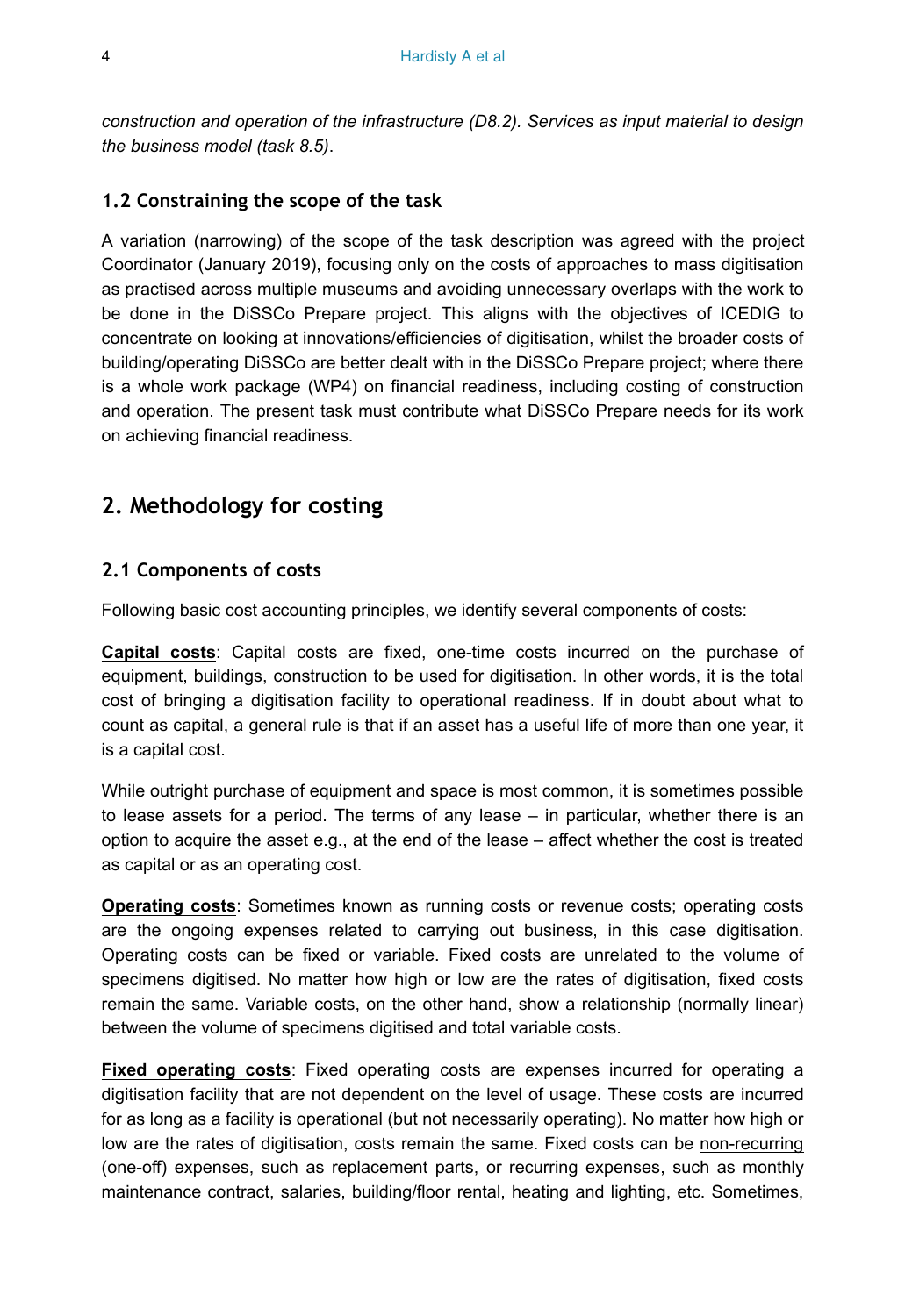*construction and operation of the infrastructure (D8.2). Services as input material to design the business model (task 8.5).*

### 1.2 Constraining the scope of the task

A variation (narrowing) of the scope of the task description was agreed with the project Coordinator (January 2019), focusing only on the costs of approaches to mass digitisation as practised across multiple museums and avoiding unnecessary overlaps with the work to be done in the DiSSCo Prepare project. This aligns with the objectives of ICEDIG to concentrate on looking at innovations/efficiencies of digitisation, whilst the broader costs of building/operating DiSSCo are better dealt with in the DiSSCo Prepare project; where there is a whole work package (WP4) on financial readiness, including costing of construction and operation. The present task must contribute what DiSSCo Prepare needs for its work on achieving financial readiness.

## 2. Methodology for costing

### 2.1 Components of costs

Following basic cost accounting principles, we identify several components of costs:

**Capital costs**: Capital costs are fixed, one-time costs incurred on the purchase of equipment, buildings, construction to be used for digitisation. In other words, it is the total cost of bringing a digitisation facility to operational readiness. If in doubt about what to count as capital, a general rule is that if an asset has a useful life of more than one year, it is a capital cost.

While outright purchase of equipment and space is most common, it is sometimes possible to lease assets for a period. The terms of any lease – in particular, whether there is an option to acquire the asset e.g., at the end of the lease – affect whether the cost is treated as capital or as an operating cost.

**Operating costs**: Sometimes known as running costs or revenue costs; operating costs are the ongoing expenses related to carrying out business, in this case digitisation. Operating costs can be fixed or variable. Fixed costs are unrelated to the volume of specimens digitised. No matter how high or low are the rates of digitisation, fixed costs remain the same. Variable costs, on the other hand, show a relationship (normally linear) between the volume of specimens digitised and total variable costs.

**Fixed operating costs**: Fixed operating costs are expenses incurred for operating a digitisation facility that are not dependent on the level of usage. These costs are incurred for as long as a facility is operational (but not necessarily operating). No matter how high or low are the rates of digitisation, costs remain the same. Fixed costs can be non-recurring (one-off) expenses, such as replacement parts, or recurring expenses, such as monthly maintenance contract, salaries, building/floor rental, heating and lighting, etc. Sometimes,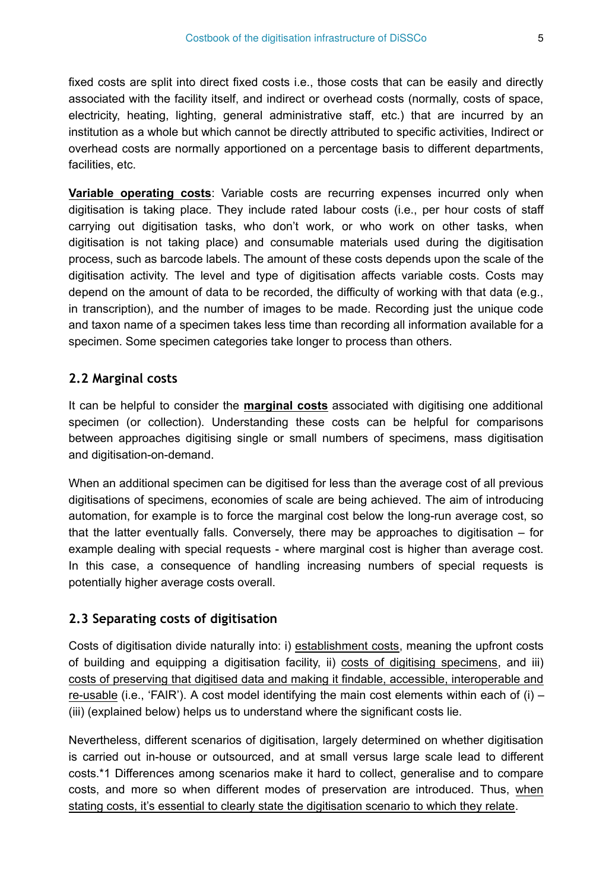fixed costs are split into direct fixed costs i.e., those costs that can be easily and directly associated with the facility itself, and indirect or overhead costs (normally, costs of space, electricity, heating, lighting, general administrative staff, etc.) that are incurred by an institution as a whole but which cannot be directly attributed to specific activities, Indirect or overhead costs are normally apportioned on a percentage basis to different departments, facilities, etc.

**Variable operating costs**: Variable costs are recurring expenses incurred only when digitisation is taking place. They include rated labour costs (i.e., per hour costs of staff carrying out digitisation tasks, who don't work, or who work on other tasks, when digitisation is not taking place) and consumable materials used during the digitisation process, such as barcode labels. The amount of these costs depends upon the scale of the digitisation activity. The level and type of digitisation affects variable costs. Costs may depend on the amount of data to be recorded, the difficulty of working with that data (e.g., in transcription), and the number of images to be made. Recording just the unique code and taxon name of a specimen takes less time than recording all information available for a specimen. Some specimen categories take longer to process than others.

## 2.2 Marginal costs

It can be helpful to consider the **marginal costs** associated with digitising one additional specimen (or collection). Understanding these costs can be helpful for comparisons between approaches digitising single or small numbers of specimens, mass digitisation and digitisation-on-demand.

When an additional specimen can be digitised for less than the average cost of all previous digitisations of specimens, economies of scale are being achieved. The aim of introducing automation, for example is to force the marginal cost below the long-run average cost, so that the latter eventually falls. Conversely, there may be approaches to digitisation – for example dealing with special requests - where marginal cost is higher than average cost. In this case, a consequence of handling increasing numbers of special requests is potentially higher average costs overall.

## 2.3 Separating costs of digitisation

Costs of digitisation divide naturally into: i) establishment costs, meaning the upfront costs of building and equipping a digitisation facility, ii) costs of digitising specimens, and iii) costs of preserving that digitised data and making it findable, accessible, interoperable and re-usable (i.e., 'FAIR'). A cost model identifying the main cost elements within each of (i) – (iii) (explained below) helps us to understand where the significant costs lie.

Nevertheless, different scenarios of digitisation, largely determined on whether digitisation is carried out in-house or outsourced, and at small versus large scale lead to different costs.*1 Differences among scenarios make it hard to collect, generalise and to compare costs, and more so when different modes of preservation are introduced. Thus, when stating costs, it's essential to clearly state the digitisation scenario to which they relate.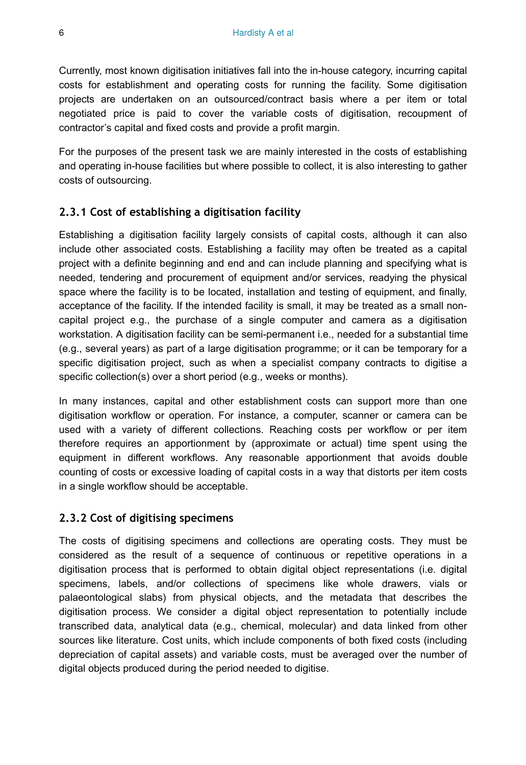Currently, most known digitisation initiatives fall into the in-house category, incurring capital costs for establishment and operating costs for running the facility. Some digitisation projects are undertaken on an outsourced/contract basis where a per item or total negotiated price is paid to cover the variable costs of digitisation, recoupment of contractor's capital and fixed costs and provide a profit margin.

For the purposes of the present task we are mainly interested in the costs of establishing and operating in-house facilities but where possible to collect, it is also interesting to gather costs of outsourcing.

### 2.3.1 Cost of establishing a digitisation facility

Establishing a digitisation facility largely consists of capital costs, although it can also include other associated costs. Establishing a facility may often be treated as a capital project with a definite beginning and end and can include planning and specifying what is needed, tendering and procurement of equipment and/or services, readying the physical space where the facility is to be located, installation and testing of equipment, and finally, acceptance of the facility. If the intended facility is small, it may be treated as a small non-capital project e.g., the purchase of a single computer and camera as a digitisation workstation. A digitisation facility can be semi-permanent i.e., needed for a substantial time (e.g., several years) as part of a large digitisation programme; or it can be temporary for a specific digitisation project, such as when a specialist company contracts to digitise a specific collection(s) over a short period (e.g., weeks or months).

In many instances, capital and other establishment costs can support more than one digitisation workflow or operation. For instance, a computer, scanner or camera can be used with a variety of different collections. Reaching costs per workflow or per item therefore requires an apportionment by (approximate or actual) time spent using the equipment in different workflows. Any reasonable apportionment that avoids double counting of costs or excessive loading of capital costs in a way that distorts per item costs in a single workflow should be acceptable.

### 2.3.2 Cost of digitising specimens

The costs of digitising specimens and collections are operating costs. They must be considered as the result of a sequence of continuous or repetitive operations in a digitisation process that is performed to obtain digital object representations (i.e. digital specimens, labels, and/or collections of specimens like whole drawers, vials or palaeontological slabs) from physical objects, and the metadata that describes the digitisation process. We consider a digital object representation to potentially include transcribed data, analytical data (e.g., chemical, molecular) and data linked from other sources like literature. Cost units, which include components of both fixed costs (including depreciation of capital assets) and variable costs, must be averaged over the number of digital objects produced during the period needed to digitise.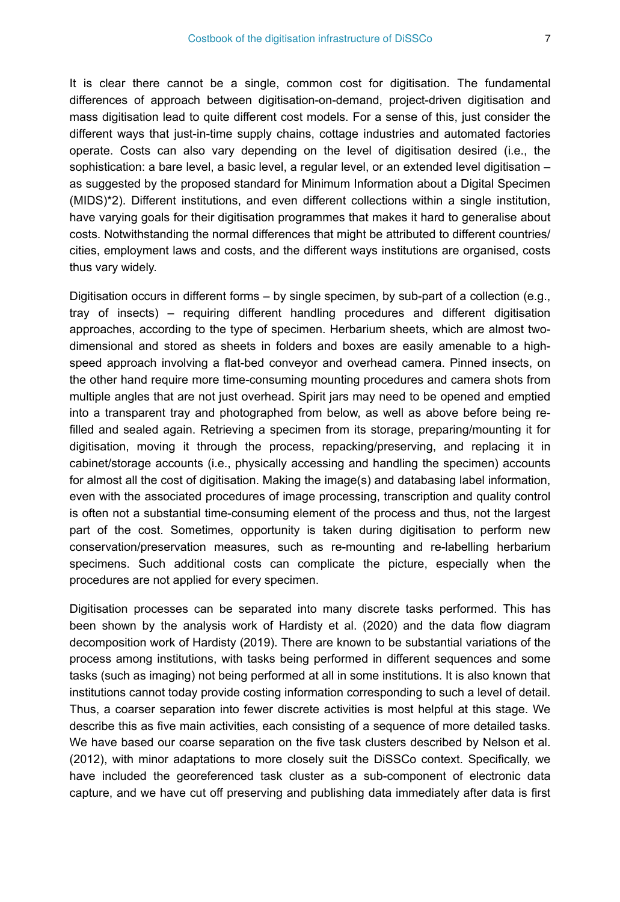It is clear there cannot be a single, common cost for digitisation. The fundamental differences of approach between digitisation-on-demand, project-driven digitisation and mass digitisation lead to quite different cost models. For a sense of this, just consider the different ways that just-in-time supply chains, cottage industries and automated factories operate. Costs can also vary depending on the level of digitisation desired (i.e., the sophistication: a bare level, a basic level, a regular level, or an extended level digitisation – as suggested by the proposed standard for Minimum Information about a Digital Specimen (MIDS)*2). Different institutions, and even different collections within a single institution, have varying goals for their digitisation programmes that makes it hard to generalise about costs. Notwithstanding the normal differences that might be attributed to different countries/ cities, employment laws and costs, and the different ways institutions are organised, costs thus vary widely.

Digitisation occurs in different forms – by single specimen, by sub-part of a collection (e.g., tray of insects) – requiring different handling procedures and different digitisation approaches, according to the type of specimen. Herbarium sheets, which are almost two-dimensional and stored as sheets in folders and boxes are easily amenable to a high-speed approach involving a flat-bed conveyor and overhead camera. Pinned insects, on the other hand require more time-consuming mounting procedures and camera shots from multiple angles that are not just overhead. Spirit jars may need to be opened and emptied into a transparent tray and photographed from below, as well as above before being re-filled and sealed again. Retrieving a specimen from its storage, preparing/mounting it for digitisation, moving it through the process, repacking/preserving, and replacing it in cabinet/storage accounts (i.e., physically accessing and handling the specimen) accounts for almost all the cost of digitisation. Making the image(s) and databasing label information, even with the associated procedures of image processing, transcription and quality control is often not a substantial time-consuming element of the process and thus, not the largest part of the cost. Sometimes, opportunity is taken during digitisation to perform new conservation/preservation measures, such as re-mounting and re-labelling herbarium specimens. Such additional costs can complicate the picture, especially when the procedures are not applied for every specimen.

Digitisation processes can be separated into many discrete tasks performed. This has been shown by the analysis work of Hardisty et al. (2020) and the data flow diagram decomposition work of Hardisty (2019). There are known to be substantial variations of the process among institutions, with tasks being performed in different sequences and some tasks (such as imaging) not being performed at all in some institutions. It is also known that institutions cannot today provide costing information corresponding to such a level of detail. Thus, a coarser separation into fewer discrete activities is most helpful at this stage. We describe this as five main activities, each consisting of a sequence of more detailed tasks. We have based our coarse separation on the five task clusters described by Nelson et al. (2012), with minor adaptations to more closely suit the DiSSCo context. Specifically, we have included the georeferenced task cluster as a sub-component of electronic data capture, and we have cut off preserving and publishing data immediately after data is first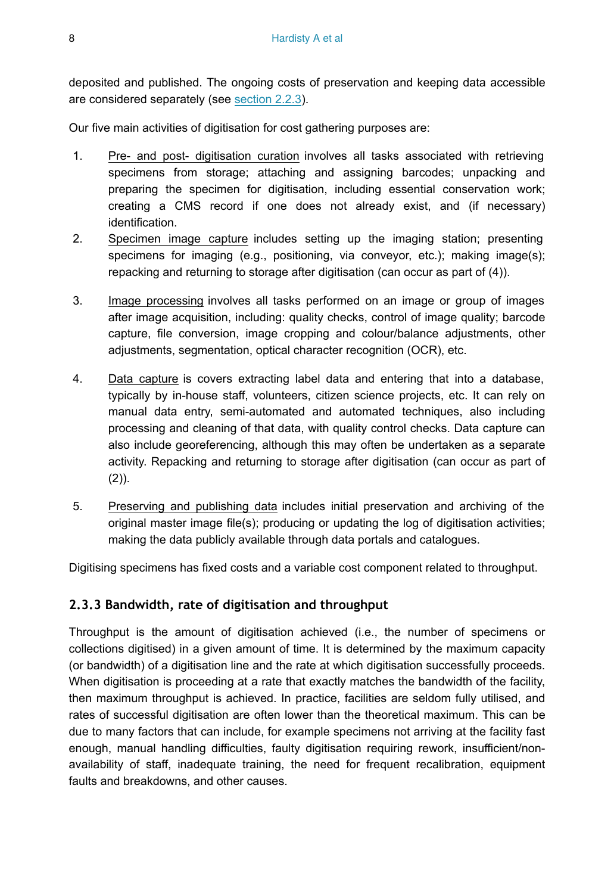deposited and published. The ongoing costs of preservation and keeping data accessible are considered separately (see section 2.2.3).

Our five main activities of digitisation for cost gathering purposes are:

1. Pre- and post- digitisation curation involves all tasks associated with retrieving specimens from storage; attaching and assigning barcodes; unpacking and preparing the specimen for digitisation, including essential conservation work; creating a CMS record if one does not already exist, and (if necessary) identification.
2. Specimen image capture includes setting up the imaging station; presenting specimens for imaging (e.g., positioning, via conveyor, etc.); making image(s); repacking and returning to storage after digitisation (can occur as part of (4)).
3. Image processing involves all tasks performed on an image or group of images after image acquisition, including: quality checks, control of image quality; barcode capture, file conversion, image cropping and colour/balance adjustments, other adjustments, segmentation, optical character recognition (OCR), etc.
4. Data capture is covers extracting label data and entering that into a database, typically by in-house staff, volunteers, citizen science projects, etc. It can rely on manual data entry, semi-automated and automated techniques, also including processing and cleaning of that data, with quality control checks. Data capture can also include georeferencing, although this may often be undertaken as a separate activity. Repacking and returning to storage after digitisation (can occur as part of (2)).
5. Preserving and publishing data includes initial preservation and archiving of the original master image file(s); producing or updating the log of digitisation activities; making the data publicly available through data portals and catalogues.

Digitising specimens has fixed costs and a variable cost component related to throughput.

### 2.3.3 Bandwidth, rate of digitisation and throughput

Throughput is the amount of digitisation achieved (i.e., the number of specimens or collections digitised) in a given amount of time. It is determined by the maximum capacity (or bandwidth) of a digitisation line and the rate at which digitisation successfully proceeds. When digitisation is proceeding at a rate that exactly matches the bandwidth of the facility, then maximum throughput is achieved. In practice, facilities are seldom fully utilised, and rates of successful digitisation are often lower than the theoretical maximum. This can be due to many factors that can include, for example specimens not arriving at the facility fast enough, manual handling difficulties, faulty digitisation requiring rework, insufficient/non-availability of staff, inadequate training, the need for frequent recalibration, equipment faults and breakdowns, and other causes.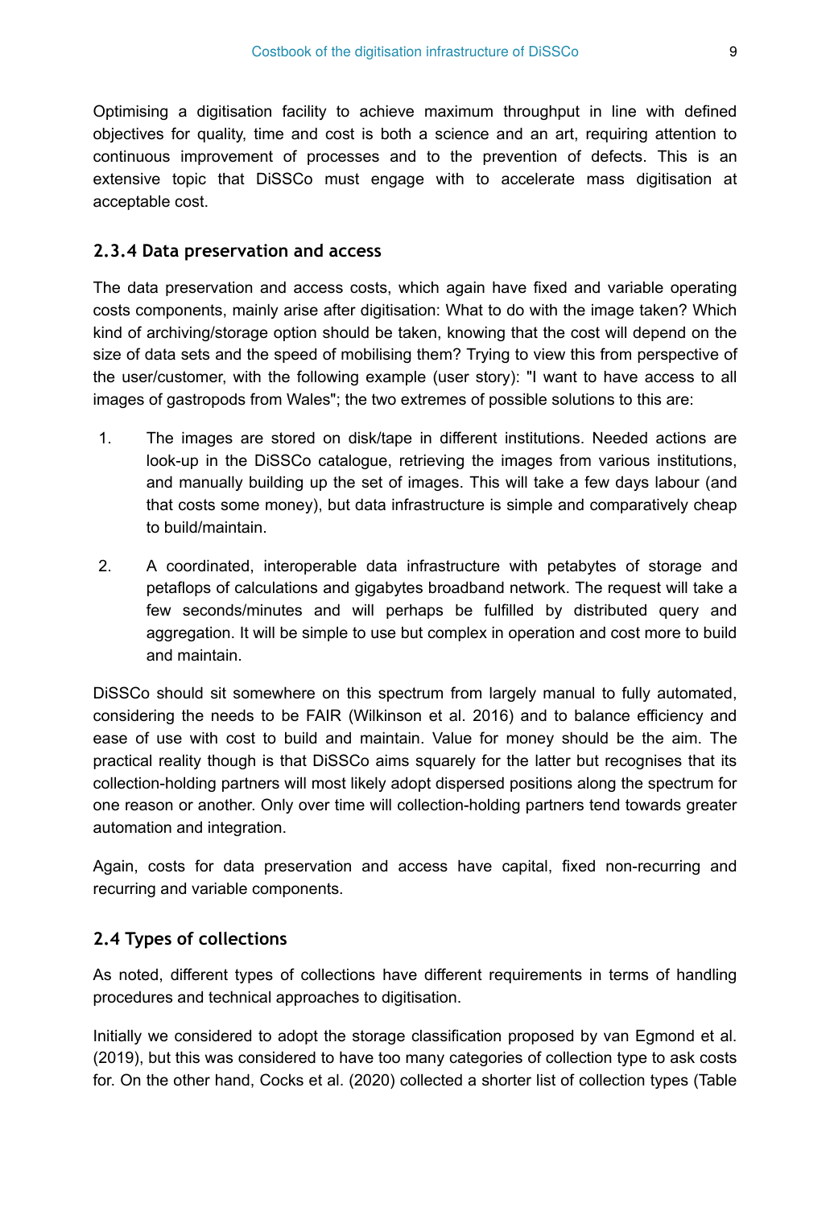Optimising a digitisation facility to achieve maximum throughput in line with defined objectives for quality, time and cost is both a science and an art, requiring attention to continuous improvement of processes and to the prevention of defects. This is an extensive topic that DiSSCo must engage with to accelerate mass digitisation at acceptable cost.

### 2.3.4 Data preservation and access

The data preservation and access costs, which again have fixed and variable operating costs components, mainly arise after digitisation: What to do with the image taken? Which kind of archiving/storage option should be taken, knowing that the cost will depend on the size of data sets and the speed of mobilising them? Trying to view this from perspective of the user/customer, with the following example (user story): "I want to have access to all images of gastropods from Wales"; the two extremes of possible solutions to this are:

1. The images are stored on disk/tape in different institutions. Needed actions are look-up in the DiSSCo catalogue, retrieving the images from various institutions, and manually building up the set of images. This will take a few days labour (and that costs some money), but data infrastructure is simple and comparatively cheap to build/maintain.
2. A coordinated, interoperable data infrastructure with petabytes of storage and petaflops of calculations and gigabytes broadband network. The request will take a few seconds/minutes and will perhaps be fulfilled by distributed query and aggregation. It will be simple to use but complex in operation and cost more to build and maintain.

DiSSCo should sit somewhere on this spectrum from largely manual to fully automated, considering the needs to be FAIR (Wilkinson et al. 2016) and to balance efficiency and ease of use with cost to build and maintain. Value for money should be the aim. The practical reality though is that DiSSCo aims squarely for the latter but recognises that its collection-holding partners will most likely adopt dispersed positions along the spectrum for one reason or another. Only over time will collection-holding partners tend towards greater automation and integration.

Again, costs for data preservation and access have capital, fixed non-recurring and recurring and variable components.

## 2.4 Types of collections

As noted, different types of collections have different requirements in terms of handling procedures and technical approaches to digitisation.

Initially we considered to adopt the storage classification proposed by van Egmond et al. (2019), but this was considered to have too many categories of collection type to ask costs for. On the other hand, Cocks et al. (2020) collected a shorter list of collection types (Table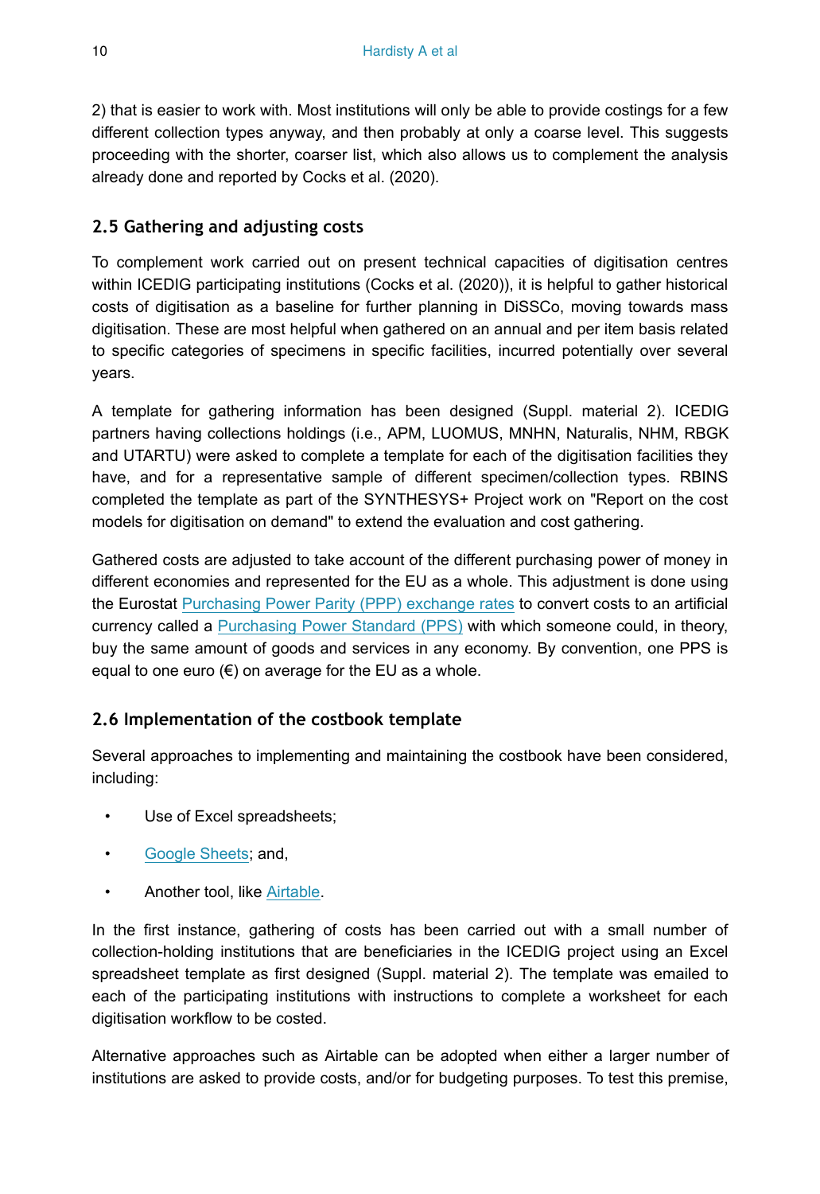2) that is easier to work with. Most institutions will only be able to provide costings for a few different collection types anyway, and then probably at only a coarse level. This suggests proceeding with the shorter, coarser list, which also allows us to complement the analysis already done and reported by Cocks et al. (2020).

## 2.5 Gathering and adjusting costs

To complement work carried out on present technical capacities of digitisation centres within ICEDIG participating institutions (Cocks et al. (2020)), it is helpful to gather historical costs of digitisation as a baseline for further planning in DiSSCo, moving towards mass digitisation. These are most helpful when gathered on an annual and per item basis related to specific categories of specimens in specific facilities, incurred potentially over several years.

A template for gathering information has been designed (Suppl. material 2). ICEDIG partners having collections holdings (i.e., APM, LUOMUS, MNHN, Naturalis, NHM, RBGK and UTARTU) were asked to complete a template for each of the digitisation facilities they have, and for a representative sample of different specimen/collection types. RBINS completed the template as part of the SYNTHESYS+ Project work on "Report on the cost models for digitisation on demand" to extend the evaluation and cost gathering.

Gathered costs are adjusted to take account of the different purchasing power of money in different economies and represented for the EU as a whole. This adjustment is done using the Eurostat Purchasing Power Parity (PPP) exchange rates to convert costs to an artificial currency called a Purchasing Power Standard (PPS) with which someone could, in theory, buy the same amount of goods and services in any economy. By convention, one PPS is equal to one euro (€) on average for the EU as a whole.

## 2.6 Implementation of the costbook template

Several approaches to implementing and maintaining the costbook have been considered, including:

- Use of Excel spreadsheets;
- Google Sheets; and,
- Another tool, like Airtable.

In the first instance, gathering of costs has been carried out with a small number of collection-holding institutions that are beneficiaries in the ICEDIG project using an Excel spreadsheet template as first designed (Suppl. material 2). The template was emailed to each of the participating institutions with instructions to complete a worksheet for each digitisation workflow to be costed.

Alternative approaches such as Airtable can be adopted when either a larger number of institutions are asked to provide costs, and/or for budgeting purposes. To test this premise,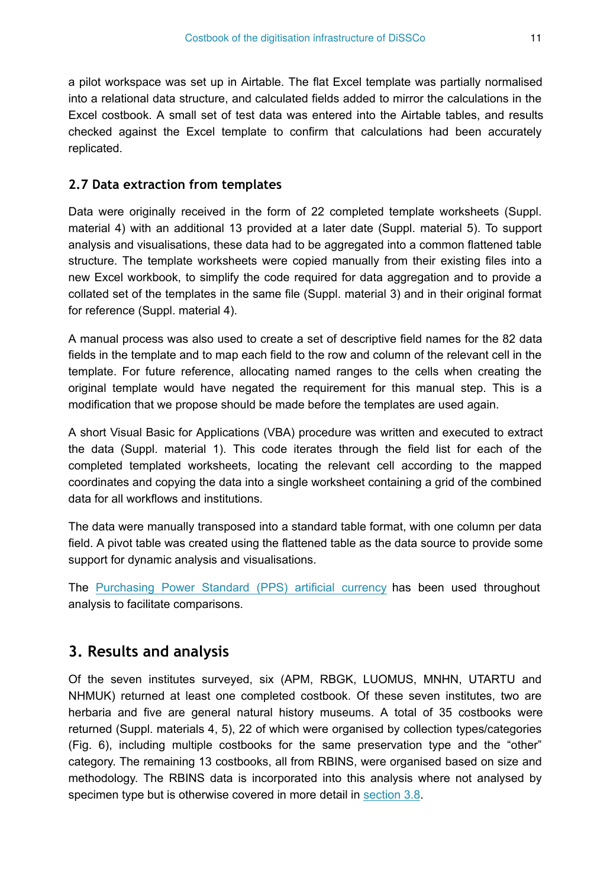a pilot workspace was set up in Airtable. The flat Excel template was partially normalised into a relational data structure, and calculated fields added to mirror the calculations in the Excel costbook. A small set of test data was entered into the Airtable tables, and results checked against the Excel template to confirm that calculations had been accurately replicated.

### 2.7 Data extraction from templates

Data were originally received in the form of 22 completed template worksheets (Suppl. material 4) with an additional 13 provided at a later date (Suppl. material 5). To support analysis and visualisations, these data had to be aggregated into a common flattened table structure. The template worksheets were copied manually from their existing files into a new Excel workbook, to simplify the code required for data aggregation and to provide a collated set of the templates in the same file (Suppl. material 3) and in their original format for reference (Suppl. material 4).

A manual process was also used to create a set of descriptive field names for the 82 data fields in the template and to map each field to the row and column of the relevant cell in the template. For future reference, allocating named ranges to the cells when creating the original template would have negated the requirement for this manual step. This is a modification that we propose should be made before the templates are used again.

A short Visual Basic for Applications (VBA) procedure was written and executed to extract the data (Suppl. material 1). This code iterates through the field list for each of the completed templated worksheets, locating the relevant cell according to the mapped coordinates and copying the data into a single worksheet containing a grid of the combined data for all workflows and institutions.

The data were manually transposed into a standard table format, with one column per data field. A pivot table was created using the flattened table as the data source to provide some support for dynamic analysis and visualisations.

The Purchasing Power Standard (PPS) artificial currency has been used throughout analysis to facilitate comparisons.

## 3. Results and analysis

Of the seven institutes surveyed, six (APM, RBGK, LUOMUS, MNHN, UTARTU and NHMUK) returned at least one completed costbook. Of these seven institutes, two are herbaria and five are general natural history museums. A total of 35 costbooks were returned (Suppl. materials 4, 5), 22 of which were organised by collection types/categories (Fig. 6), including multiple costbooks for the same preservation type and the "other" category. The remaining 13 costbooks, all from RBINS, were organised based on size and methodology. The RBINS data is incorporated into this analysis where not analysed by specimen type but is otherwise covered in more detail in section 3.8.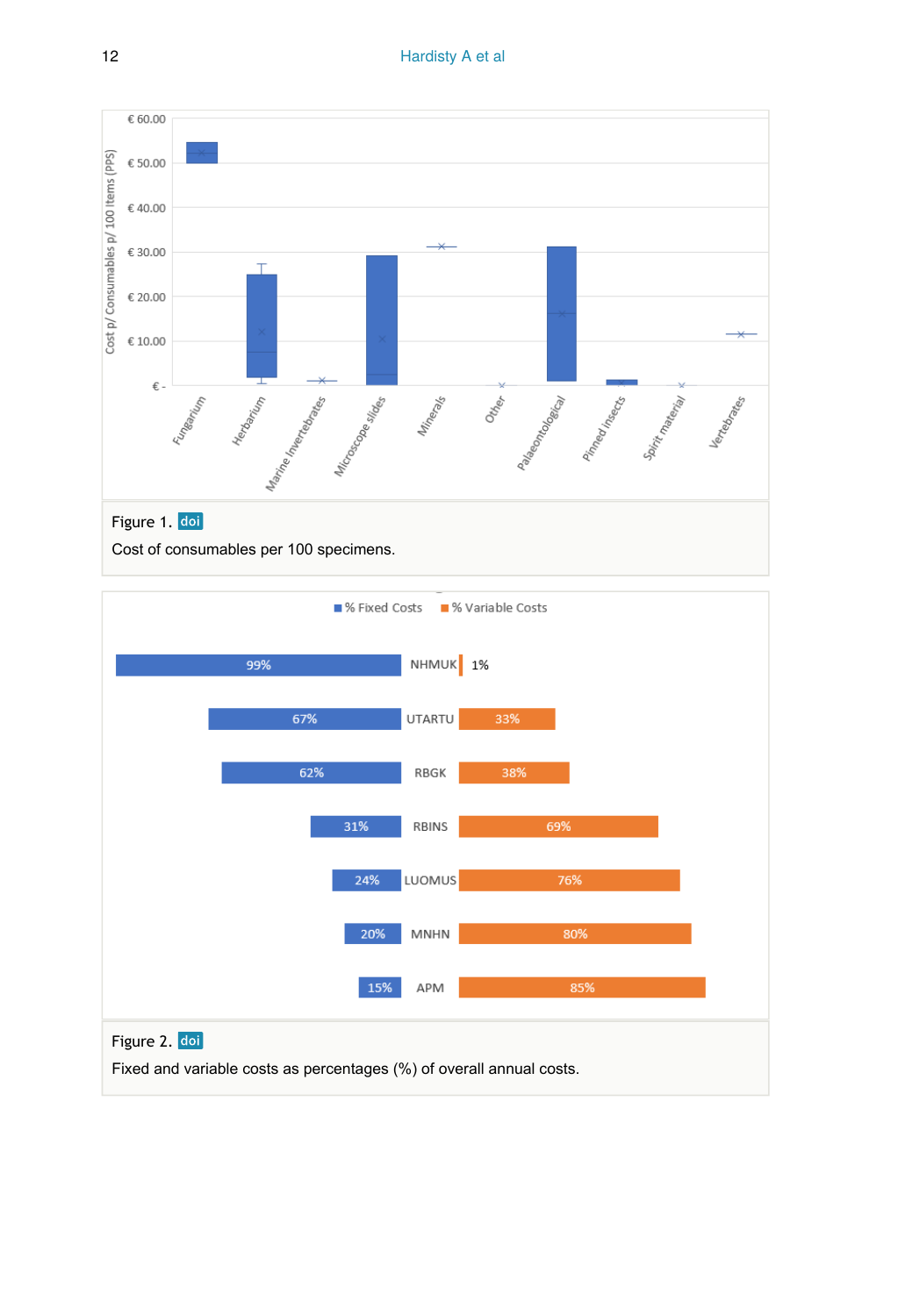Figure 1. doi

Cost of consumables per 100 specimens.

Figure 2. doi

Fixed and variable costs as percentages (%) of overall annual costs.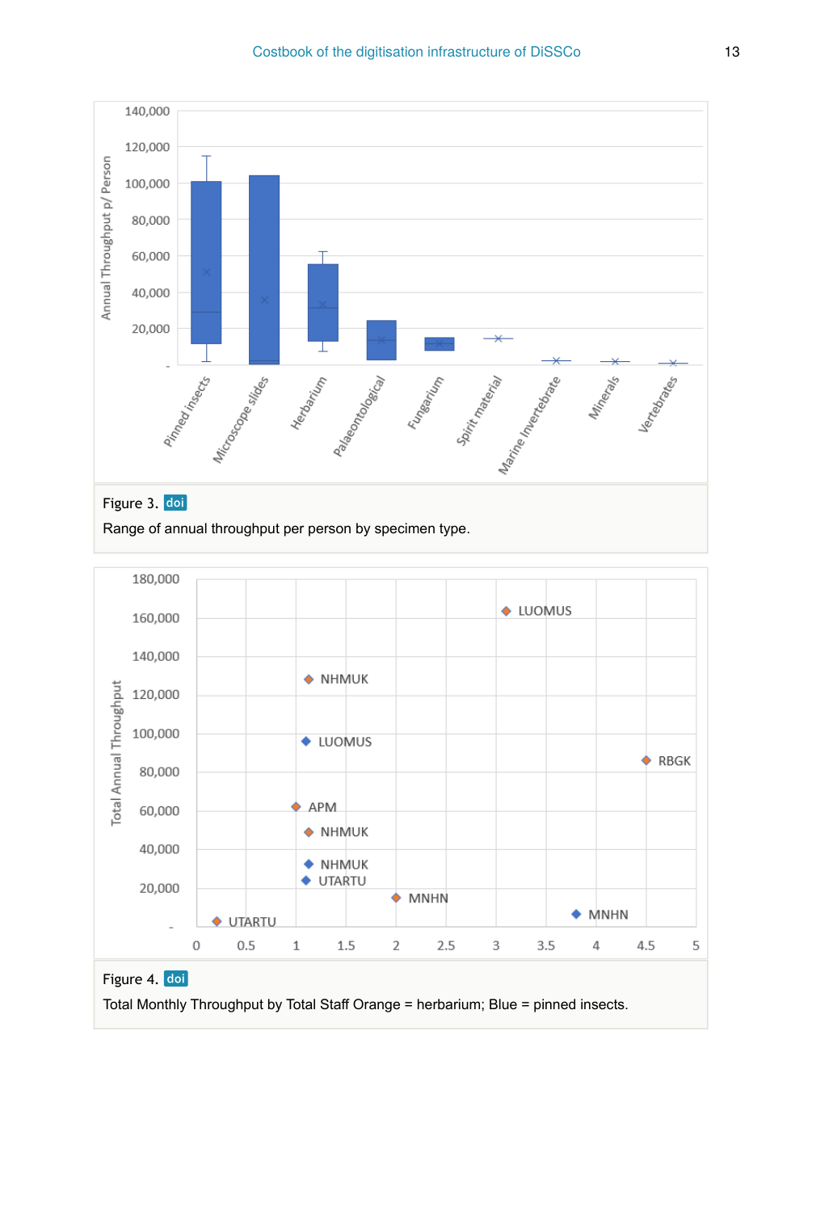Figure 3. doi

Range of annual throughput per person by specimen type.

Figure 4. doi

Total Monthly Throughput by Total Staff Orange = herbarium; Blue = pinned insects.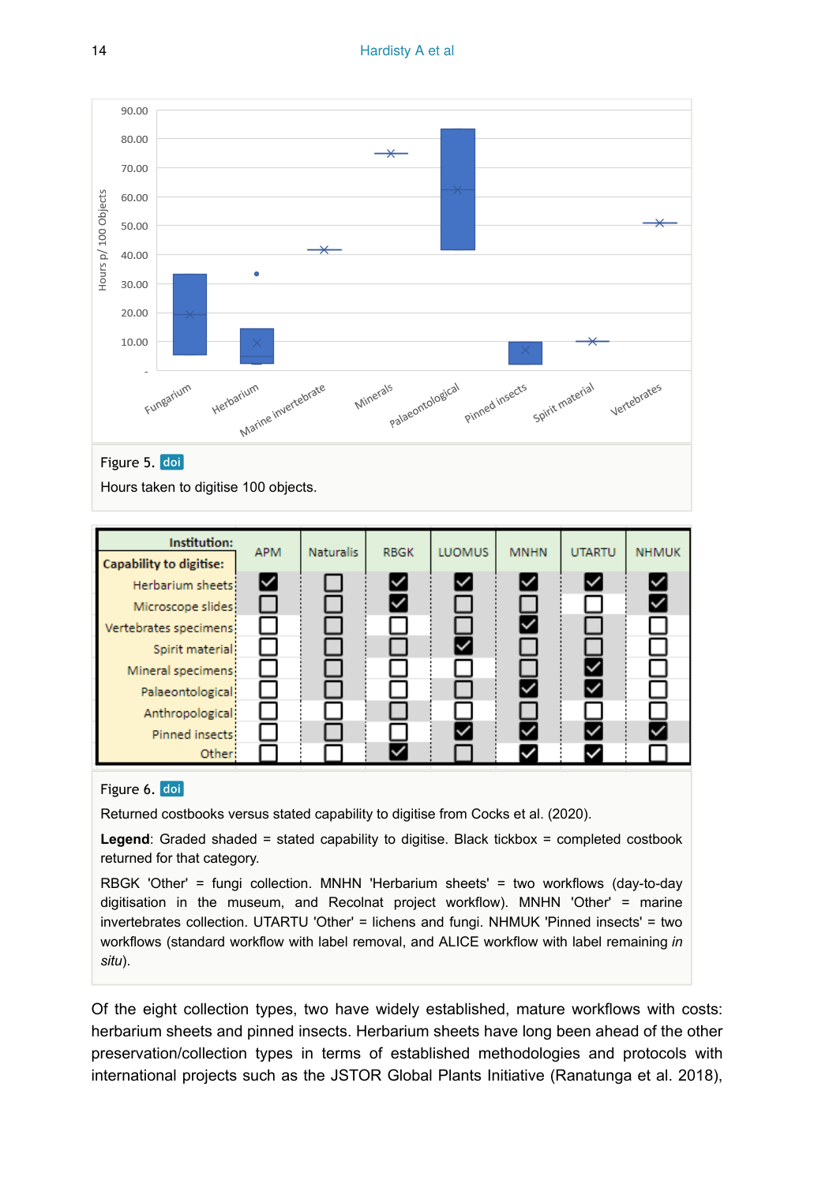Figure 5. doi

Hours taken to digitise 100 objects.

Figure 6. doi

Returned costbooks versus stated capability to digitise from Cocks et al. (2020).

**Legend**: Graded shaded = stated capability to digitise. Black tickbox = completed costbook returned for that category.

RBGK 'Other' = fungi collection. MNHN 'Herbarium sheets' = two workflows (day-to-day digitisation in the museum, and Recolnat project workflow). MNHN 'Other' = marine invertebrates collection. UTARTU 'Other' = lichens and fungi. NHMUK 'Pinned insects' = two workflows (standard workflow with label removal, and ALICE workflow with label remaining *in situ*).

Of the eight collection types, two have widely established, mature workflows with costs: herbarium sheets and pinned insects. Herbarium sheets have long been ahead of the other preservation/collection types in terms of established methodologies and protocols with international projects such as the JSTOR Global Plants Initiative (Ranatunga et al. 2018),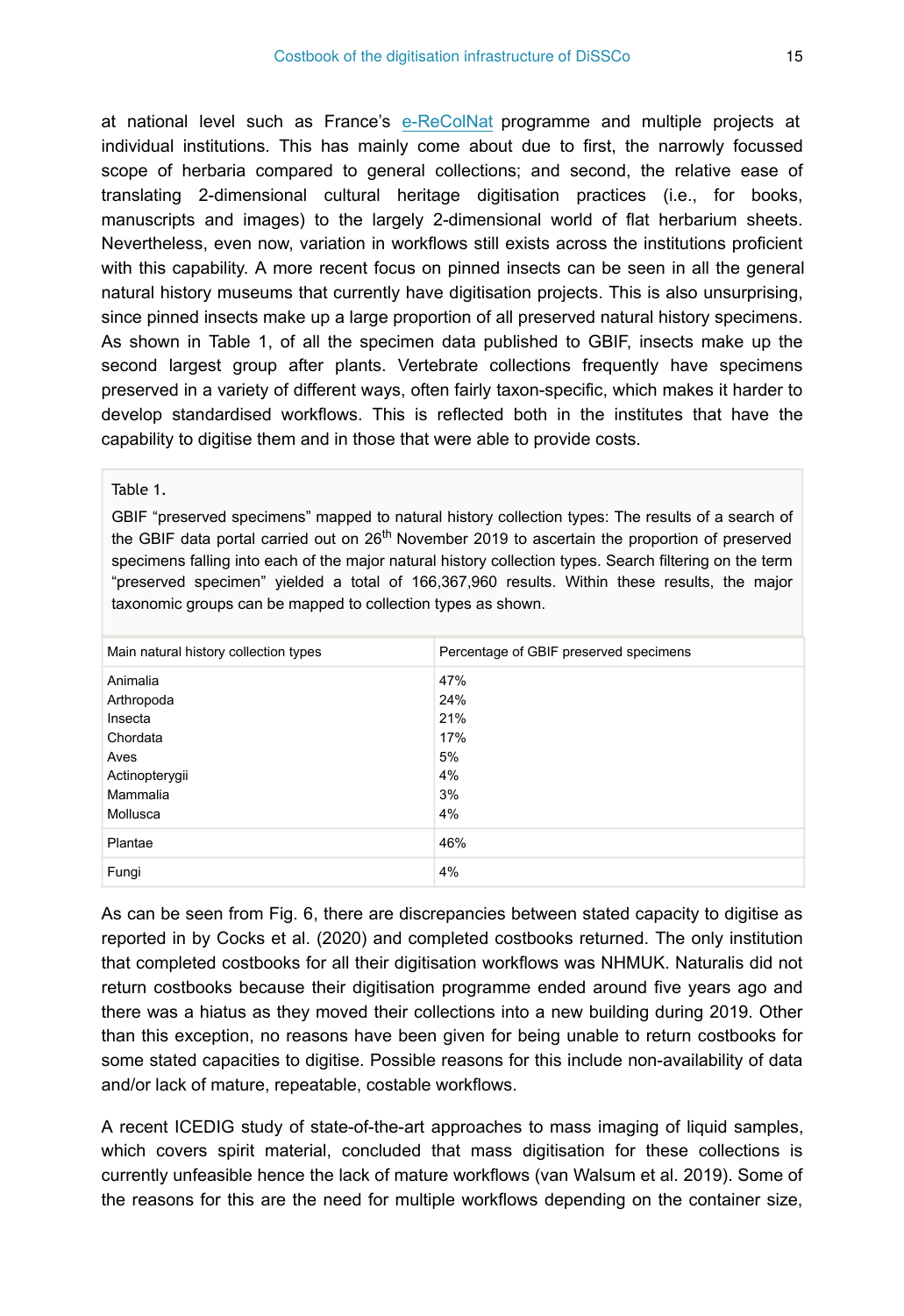at national level such as France's e-ReColNat programme and multiple projects at individual institutions. This has mainly come about due to first, the narrowly focussed scope of herbaria compared to general collections; and second, the relative ease of translating 2-dimensional cultural heritage digitisation practices (i.e., for books, manuscripts and images) to the largely 2-dimensional world of flat herbarium sheets. Nevertheless, even now, variation in workflows still exists across the institutions proficient with this capability. A more recent focus on pinned insects can be seen in all the general natural history museums that currently have digitisation projects. This is also unsurprising, since pinned insects make up a large proportion of all preserved natural history specimens. As shown in Table 1, of all the specimen data published to GBIF, insects make up the second largest group after plants. Vertebrate collections frequently have specimens preserved in a variety of different ways, often fairly taxon-specific, which makes it harder to develop standardised workflows. This is reflected both in the institutes that have the capability to digitise them and in those that were able to provide costs.

Table 1.

GBIF "preserved specimens" mapped to natural history collection types: The results of a search of the GBIF data portal carried out on 26th November 2019 to ascertain the proportion of preserved specimens falling into each of the major natural history collection types. Search filtering on the term "preserved specimen" yielded a total of 166,367,960 results. Within these results, the major taxonomic groups can be mapped to collection types as shown.

| Main natural history collection types | Percentage of GBIF preserved specimens |
| --- | --- |
| Animalia | 47% |
| Arthropoda | 24% |
| Insecta | 21% |
| Chordata | 17% |
| Aves | 5% |
| Actinopterygii | 4% |
| Mammalia | 3% |
| Mollusca | 4% |
| Plantae | 46% |
| Fungi | 4% |

As can be seen from Fig. 6, there are discrepancies between stated capacity to digitise as reported in by Cocks et al. (2020) and completed costbooks returned. The only institution that completed costbooks for all their digitisation workflows was NHMUK. Naturalis did not return costbooks because their digitisation programme ended around five years ago and there was a hiatus as they moved their collections into a new building during 2019. Other than this exception, no reasons have been given for being unable to return costbooks for some stated capacities to digitise. Possible reasons for this include non-availability of data and/or lack of mature, repeatable, costable workflows.

A recent ICEDIG study of state-of-the-art approaches to mass imaging of liquid samples, which covers spirit material, concluded that mass digitisation for these collections is currently unfeasible hence the lack of mature workflows (van Walsum et al. 2019). Some of the reasons for this are the need for multiple workflows depending on the container size,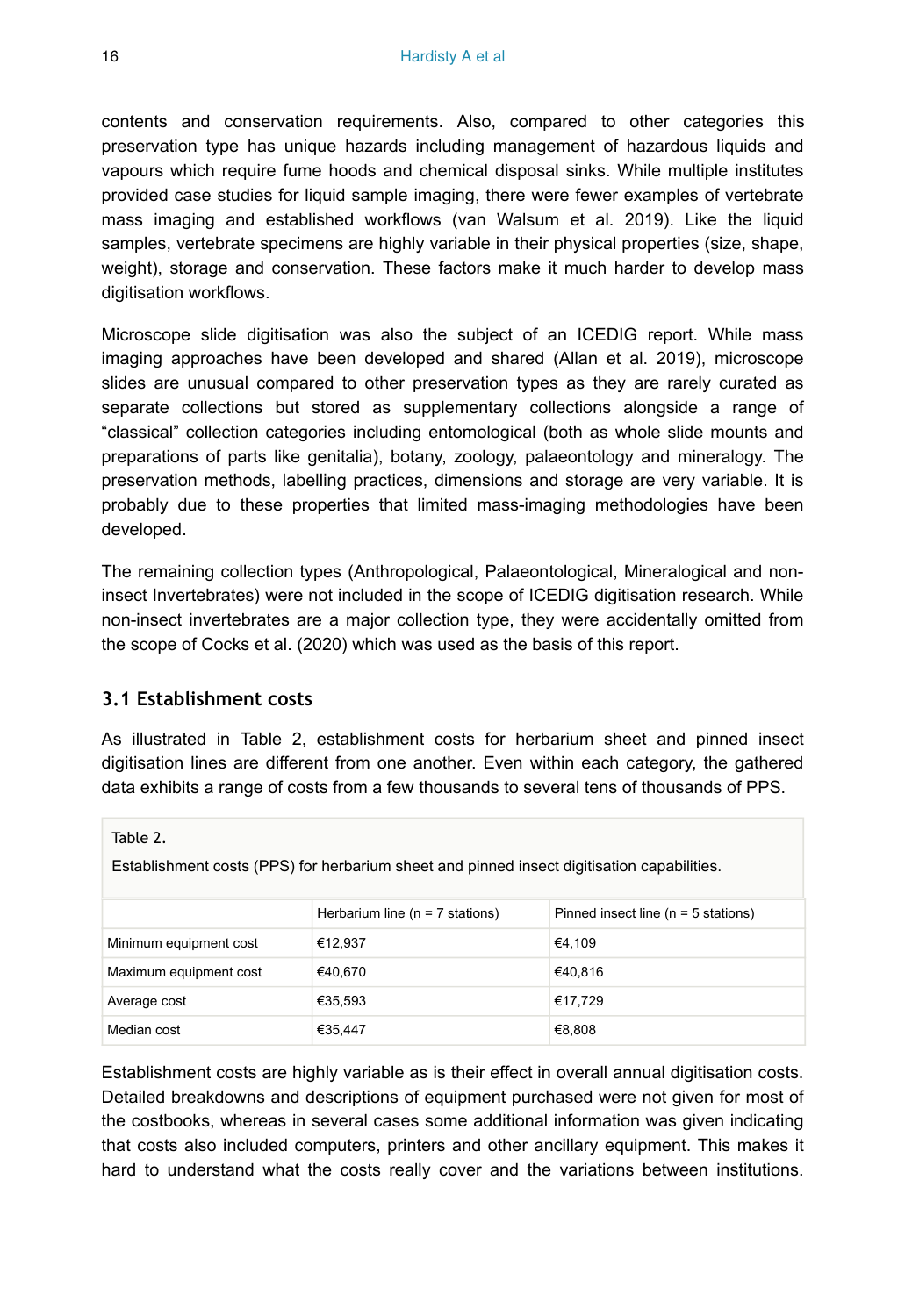contents and conservation requirements. Also, compared to other categories this preservation type has unique hazards including management of hazardous liquids and vapours which require fume hoods and chemical disposal sinks. While multiple institutes provided case studies for liquid sample imaging, there were fewer examples of vertebrate mass imaging and established workflows (van Walsum et al. 2019). Like the liquid samples, vertebrate specimens are highly variable in their physical properties (size, shape, weight), storage and conservation. These factors make it much harder to develop mass digitisation workflows.

Microscope slide digitisation was also the subject of an ICEDIG report. While mass imaging approaches have been developed and shared (Allan et al. 2019), microscope slides are unusual compared to other preservation types as they are rarely curated as separate collections but stored as supplementary collections alongside a range of "classical" collection categories including entomological (both as whole slide mounts and preparations of parts like genitalia), botany, zoology, palaeontology and mineralogy. The preservation methods, labelling practices, dimensions and storage are very variable. It is probably due to these properties that limited mass-imaging methodologies have been developed.

The remaining collection types (Anthropological, Palaeontological, Mineralogical and non-insect Invertebrates) were not included in the scope of ICEDIG digitisation research. While non-insect invertebrates are a major collection type, they were accidentally omitted from the scope of Cocks et al. (2020) which was used as the basis of this report.

### 3.1 Establishment costs

As illustrated in Table 2, establishment costs for herbarium sheet and pinned insect digitisation lines are different from one another. Even within each category, the gathered data exhibits a range of costs from a few thousands to several tens of thousands of PPS.

Table 2.

Establishment costs (PPS) for herbarium sheet and pinned insect digitisation capabilities.

| | Herbarium line (n = 7 stations) | Pinned insect line (n = 5 stations) |
|---|---|---|
| Minimum equipment cost | €12,937 | €4,109 |
| Maximum equipment cost | €40,670 | €40,816 |
| Average cost | €35,593 | €17,729 |
| Median cost | €35,447 | €8,808 |

Establishment costs are highly variable as is their effect in overall annual digitisation costs. Detailed breakdowns and descriptions of equipment purchased were not given for most of the costbooks, whereas in several cases some additional information was given indicating that costs also included computers, printers and other ancillary equipment. This makes it hard to understand what the costs really cover and the variations between institutions.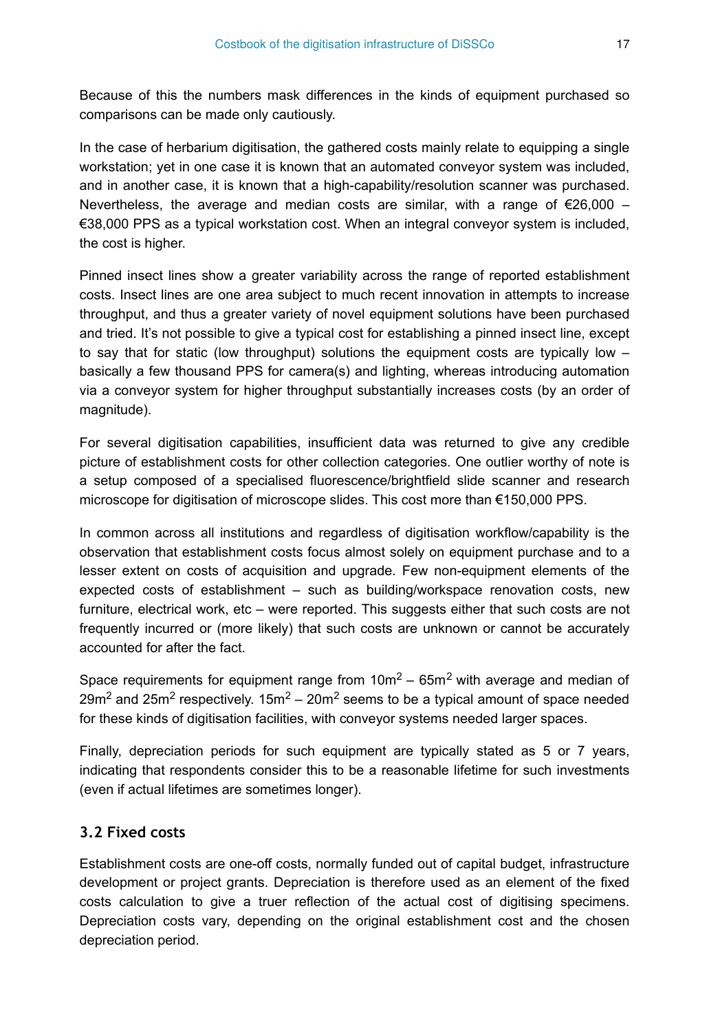Because of this the numbers mask differences in the kinds of equipment purchased so comparisons can be made only cautiously.

In the case of herbarium digitisation, the gathered costs mainly relate to equipping a single workstation; yet in one case it is known that an automated conveyor system was included, and in another case, it is known that a high-capability/resolution scanner was purchased. Nevertheless, the average and median costs are similar, with a range of €26,000 – €38,000 PPS as a typical workstation cost. When an integral conveyor system is included, the cost is higher.

Pinned insect lines show a greater variability across the range of reported establishment costs. Insect lines are one area subject to much recent innovation in attempts to increase throughput, and thus a greater variety of novel equipment solutions have been purchased and tried. It's not possible to give a typical cost for establishing a pinned insect line, except to say that for static (low throughput) solutions the equipment costs are typically low – basically a few thousand PPS for camera(s) and lighting, whereas introducing automation via a conveyor system for higher throughput substantially increases costs (by an order of magnitude).

For several digitisation capabilities, insufficient data was returned to give any credible picture of establishment costs for other collection categories. One outlier worthy of note is a setup composed of a specialised fluorescence/brightfield slide scanner and research microscope for digitisation of microscope slides. This cost more than €150,000 PPS.

In common across all institutions and regardless of digitisation workflow/capability is the observation that establishment costs focus almost solely on equipment purchase and to a lesser extent on costs of acquisition and upgrade. Few non-equipment elements of the expected costs of establishment – such as building/workspace renovation costs, new furniture, electrical work, etc – were reported. This suggests either that such costs are not frequently incurred or (more likely) that such costs are unknown or cannot be accurately accounted for after the fact.

Space requirements for equipment range from $10m^2$ – $65m^2$ with average and median of $29m^2$ and $25m^2$ respectively. $15m^2$ – $20m^2$ seems to be a typical amount of space needed for these kinds of digitisation facilities, with conveyor systems needed larger spaces.

Finally, depreciation periods for such equipment are typically stated as 5 or 7 years, indicating that respondents consider this to be a reasonable lifetime for such investments (even if actual lifetimes are sometimes longer).

### 3.2 Fixed costs

Establishment costs are one-off costs, normally funded out of capital budget, infrastructure development or project grants. Depreciation is therefore used as an element of the fixed costs calculation to give a truer reflection of the actual cost of digitising specimens. Depreciation costs vary, depending on the original establishment cost and the chosen depreciation period.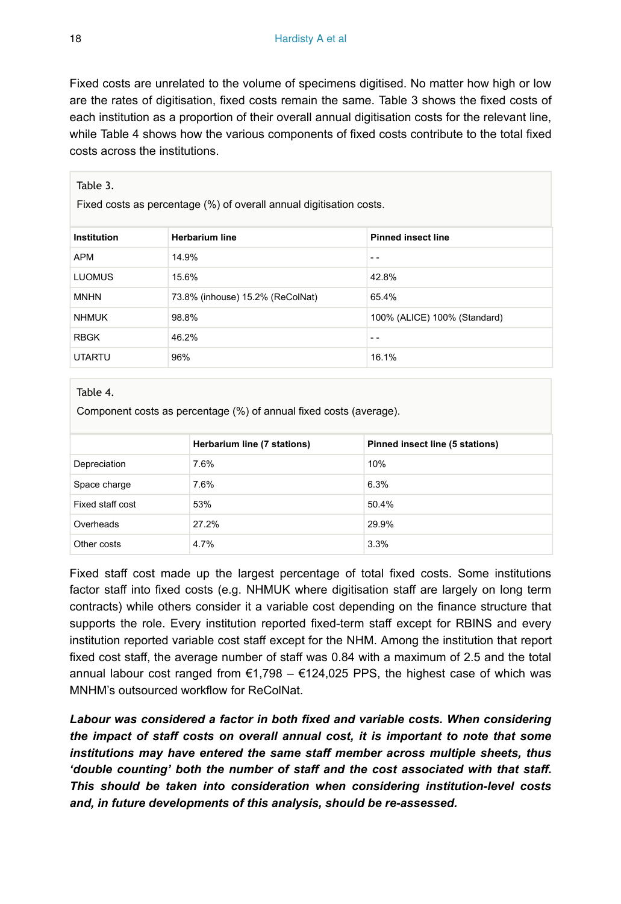Fixed costs are unrelated to the volume of specimens digitised. No matter how high or low are the rates of digitisation, fixed costs remain the same. Table 3 shows the fixed costs of each institution as a proportion of their overall annual digitisation costs for the relevant line, while Table 4 shows how the various components of fixed costs contribute to the total fixed costs across the institutions.

Table 3.

Fixed costs as percentage (%) of overall annual digitisation costs.

| Institution | Herbarium line | Pinned insect line |
| --- | --- | --- |
| APM | 14.9% | - - |
| LUOMUS | 15.6% | 42.8% |
| MNHN | 73.8% (inhouse) 15.2% (ReColNat) | 65.4% |
| NHMUK | 98.8% | 100% (ALICE) 100% (Standard) |
| RBGK | 46.2% | - - |
| UTARTU | 96% | 16.1% |

Table 4.

Component costs as percentage (%) of annual fixed costs (average).

| | Herbarium line (7 stations) | Pinned insect line (5 stations) |
| --- | --- | --- |
| Depreciation | 7.6% | 10% |
| Space charge | 7.6% | 6.3% |
| Fixed staff cost | 53% | 50.4% |
| Overheads | 27.2% | 29.9% |
| Other costs | 4.7% | 3.3% |

Fixed staff cost made up the largest percentage of total fixed costs. Some institutions factor staff into fixed costs (e.g. NHMUK where digitisation staff are largely on long term contracts) while others consider it a variable cost depending on the finance structure that supports the role. Every institution reported fixed-term staff except for RBINS and every institution reported variable cost staff except for the NHM. Among the institution that report fixed cost staff, the average number of staff was 0.84 with a maximum of 2.5 and the total annual labour cost ranged from €1,798 – €124,025 PPS, the highest case of which was MNHM's outsourced workflow for ReColNat.

***Labour was considered a factor in both fixed and variable costs. When considering the impact of staff costs on overall annual cost, it is important to note that some institutions may have entered the same staff member across multiple sheets, thus 'double counting' both the number of staff and the cost associated with that staff. This should be taken into consideration when considering institution-level costs and, in future developments of this analysis, should be re-assessed.***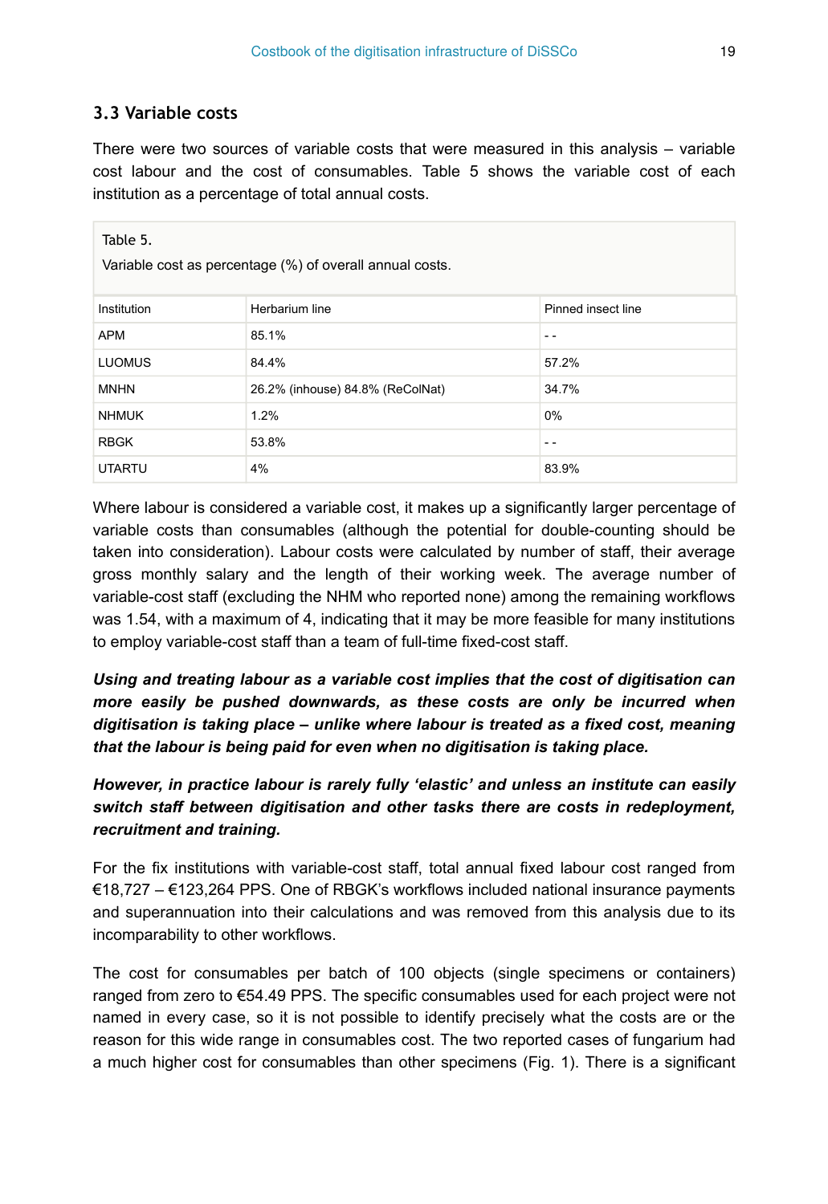### 3.3 Variable costs

There were two sources of variable costs that were measured in this analysis – variable cost labour and the cost of consumables. Table 5 shows the variable cost of each institution as a percentage of total annual costs.

Table 5.

Variable cost as percentage (%) of overall annual costs.

| Institution | Herbarium line | Pinned insect line |
|---|---|---|
| APM | 85.1% | - - |
| LUOMUS | 84.4% | 57.2% |
| MNHN | 26.2% (inhouse) 84.8% (ReColNat) | 34.7% |
| NHMUK | 1.2% | 0% |
| RBGK | 53.8% | - - |
| UTARTU | 4% | 83.9% |

Where labour is considered a variable cost, it makes up a significantly larger percentage of variable costs than consumables (although the potential for double-counting should be taken into consideration). Labour costs were calculated by number of staff, their average gross monthly salary and the length of their working week. The average number of variable-cost staff (excluding the NHM who reported none) among the remaining workflows was 1.54, with a maximum of 4, indicating that it may be more feasible for many institutions to employ variable-cost staff than a team of full-time fixed-cost staff.

***Using and treating labour as a variable cost implies that the cost of digitisation can more easily be pushed downwards, as these costs are only be incurred when digitisation is taking place – unlike where labour is treated as a fixed cost, meaning that the labour is being paid for even when no digitisation is taking place.***

***However, in practice labour is rarely fully 'elastic' and unless an institute can easily switch staff between digitisation and other tasks there are costs in redeployment, recruitment and training.***

For the fix institutions with variable-cost staff, total annual fixed labour cost ranged from €18,727 – €123,264 PPS. One of RBGK's workflows included national insurance payments and superannuation into their calculations and was removed from this analysis due to its incomparability to other workflows.

The cost for consumables per batch of 100 objects (single specimens or containers) ranged from zero to €54.49 PPS. The specific consumables used for each project were not named in every case, so it is not possible to identify precisely what the costs are or the reason for this wide range in consumables cost. The two reported cases of fungarium had a much higher cost for consumables than other specimens (Fig. 1). There is a significant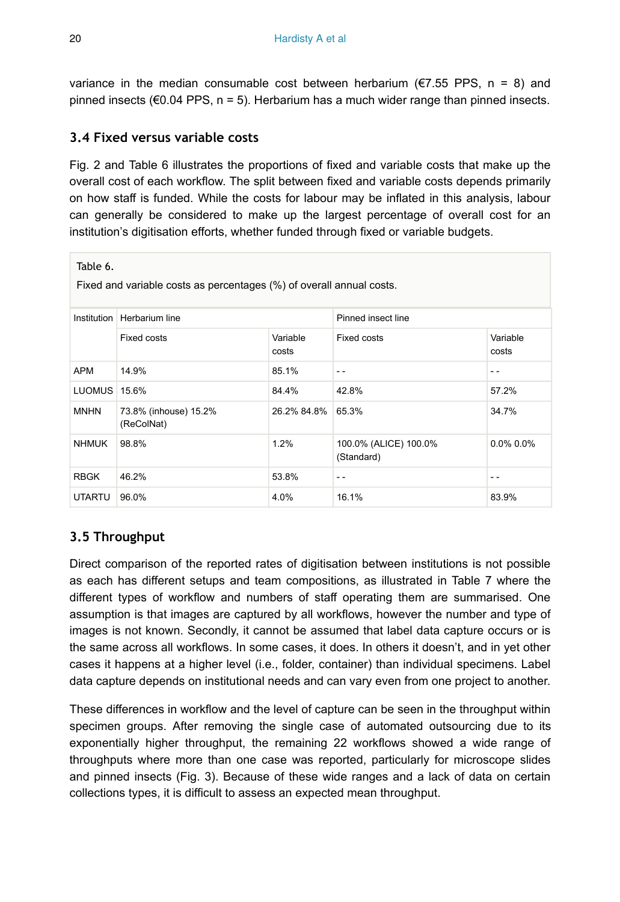variance in the median consumable cost between herbarium (€7.55 PPS, n = 8) and pinned insects (€0.04 PPS, n = 5). Herbarium has a much wider range than pinned insects.

### 3.4 Fixed versus variable costs

Fig. 2 and Table 6 illustrates the proportions of fixed and variable costs that make up the overall cost of each workflow. The split between fixed and variable costs depends primarily on how staff is funded. While the costs for labour may be inflated in this analysis, labour can generally be considered to make up the largest percentage of overall cost for an institution's digitisation efforts, whether funded through fixed or variable budgets.

Table 6.

Fixed and variable costs as percentages (%) of overall annual costs.

| Institution | Herbarium line | | Pinned insect line | |
|---|---|---|---|---|
| | Fixed costs | Variable costs | Fixed costs | Variable costs |
| APM | 14.9% | 85.1% | - - | - - |
| LUOMUS | 15.6% | 84.4% | 42.8% | 57.2% |
| MNHN | 73.8% (inhouse) 15.2% (ReColNat) | 26.2% 84.8% | 65.3% | 34.7% |
| NHMUK | 98.8% | 1.2% | 100.0% (ALICE) 100.0% (Standard) | 0.0% 0.0% |
| RBGK | 46.2% | 53.8% | - - | - - |
| UTARTU | 96.0% | 4.0% | 16.1% | 83.9% |

### 3.5 Throughput

Direct comparison of the reported rates of digitisation between institutions is not possible as each has different setups and team compositions, as illustrated in Table 7 where the different types of workflow and numbers of staff operating them are summarised. One assumption is that images are captured by all workflows, however the number and type of images is not known. Secondly, it cannot be assumed that label data capture occurs or is the same across all workflows. In some cases, it does. In others it doesn't, and in yet other cases it happens at a higher level (i.e., folder, container) than individual specimens. Label data capture depends on institutional needs and can vary even from one project to another.

These differences in workflow and the level of capture can be seen in the throughput within specimen groups. After removing the single case of automated outsourcing due to its exponentially higher throughput, the remaining 22 workflows showed a wide range of throughputs where more than one case was reported, particularly for microscope slides and pinned insects (Fig. 3). Because of these wide ranges and a lack of data on certain collections types, it is difficult to assess an expected mean throughput.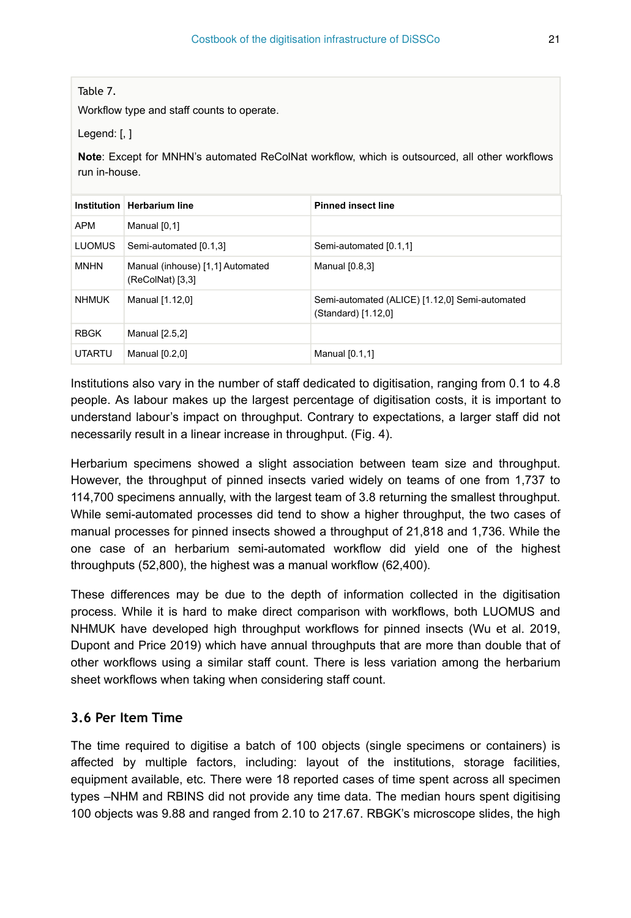Table 7.

Workflow type and staff counts to operate.

Legend: [, ]

**Note**: Except for MNHN's automated ReColNat workflow, which is outsourced, all other workflows run in-house.

| Institution | Herbarium line | Pinned insect line |
|---|---|---|
| APM | Manual [0,1] | |
| LUOMUS | Semi-automated [0.1,3] | Semi-automated [0.1,1] |
| MNHN | Manual (inhouse) [1,1] Automated (ReColNat) [3,3] | Manual [0.8,3] |
| NHMUK | Manual [1.12,0] | Semi-automated (ALICE) [1.12,0] Semi-automated (Standard) [1.12,0] |
| RBGK | Manual [2.5,2] | |
| UTARTU | Manual [0.2,0] | Manual [0.1,1] |

Institutions also vary in the number of staff dedicated to digitisation, ranging from 0.1 to 4.8 people. As labour makes up the largest percentage of digitisation costs, it is important to understand labour's impact on throughput. Contrary to expectations, a larger staff did not necessarily result in a linear increase in throughput. (Fig. 4).

Herbarium specimens showed a slight association between team size and throughput. However, the throughput of pinned insects varied widely on teams of one from 1,737 to 114,700 specimens annually, with the largest team of 3.8 returning the smallest throughput. While semi-automated processes did tend to show a higher throughput, the two cases of manual processes for pinned insects showed a throughput of 21,818 and 1,736. While the one case of an herbarium semi-automated workflow did yield one of the highest throughputs (52,800), the highest was a manual workflow (62,400).

These differences may be due to the depth of information collected in the digitisation process. While it is hard to make direct comparison with workflows, both LUOMUS and NHMUK have developed high throughput workflows for pinned insects (Wu et al. 2019, Dupont and Price 2019) which have annual throughputs that are more than double that of other workflows using a similar staff count. There is less variation among the herbarium sheet workflows when taking when considering staff count.

### 3.6 Per Item Time

The time required to digitise a batch of 100 objects (single specimens or containers) is affected by multiple factors, including: layout of the institutions, storage facilities, equipment available, etc. There were 18 reported cases of time spent across all specimen types –NHM and RBINS did not provide any time data. The median hours spent digitising 100 objects was 9.88 and ranged from 2.10 to 217.67. RBGK's microscope slides, the high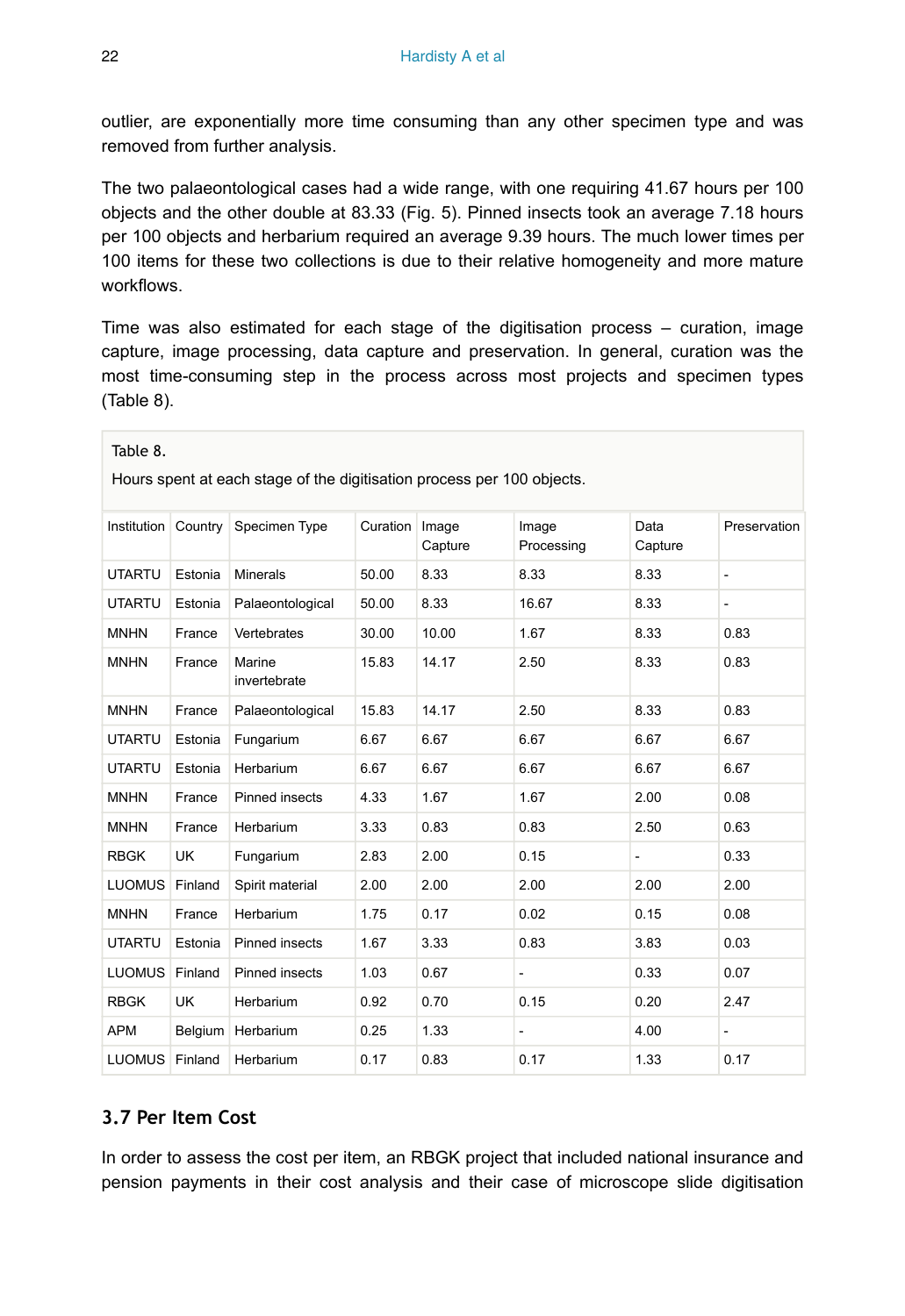outlier, are exponentially more time consuming than any other specimen type and was removed from further analysis.

The two palaeontological cases had a wide range, with one requiring 41.67 hours per 100 objects and the other double at 83.33 (Fig. 5). Pinned insects took an average 7.18 hours per 100 objects and herbarium required an average 9.39 hours. The much lower times per 100 items for these two collections is due to their relative homogeneity and more mature workflows.

Time was also estimated for each stage of the digitisation process – curation, image capture, image processing, data capture and preservation. In general, curation was the most time-consuming step in the process across most projects and specimen types (Table 8).

Table 8.

Hours spent at each stage of the digitisation process per 100 objects.

| Institution | Country | Specimen Type | Curation | Image Capture | Image Processing | Data Capture | Preservation |
|---|---|---|---|---|---|---|---|
| UTARTU | Estonia | Minerals | 50.00 | 8.33 | 8.33 | 8.33 | - |
| UTARTU | Estonia | Palaeontological | 50.00 | 8.33 | 16.67 | 8.33 | - |
| MNHN | France | Vertebrates | 30.00 | 10.00 | 1.67 | 8.33 | 0.83 |
| MNHN | France | Marine invertebrate | 15.83 | 14.17 | 2.50 | 8.33 | 0.83 |
| MNHN | France | Palaeontological | 15.83 | 14.17 | 2.50 | 8.33 | 0.83 |
| UTARTU | Estonia | Fungarium | 6.67 | 6.67 | 6.67 | 6.67 | 6.67 |
| UTARTU | Estonia | Herbarium | 6.67 | 6.67 | 6.67 | 6.67 | 6.67 |
| MNHN | France | Pinned insects | 4.33 | 1.67 | 1.67 | 2.00 | 0.08 |
| MNHN | France | Herbarium | 3.33 | 0.83 | 0.83 | 2.50 | 0.63 |
| RBGK | UK | Fungarium | 2.83 | 2.00 | 0.15 | - | 0.33 |
| LUOMUS | Finland | Spirit material | 2.00 | 2.00 | 2.00 | 2.00 | 2.00 |
| MNHN | France | Herbarium | 1.75 | 0.17 | 0.02 | 0.15 | 0.08 |
| UTARTU | Estonia | Pinned insects | 1.67 | 3.33 | 0.83 | 3.83 | 0.03 |
| LUOMUS | Finland | Pinned insects | 1.03 | 0.67 | - | 0.33 | 0.07 |
| RBGK | UK | Herbarium | 0.92 | 0.70 | 0.15 | 0.20 | 2.47 |
| APM | Belgium | Herbarium | 0.25 | 1.33 | - | 4.00 | - |
| LUOMUS | Finland | Herbarium | 0.17 | 0.83 | 0.17 | 1.33 | 0.17 |

### 3.7 Per Item Cost

In order to assess the cost per item, an RBGK project that included national insurance and pension payments in their cost analysis and their case of microscope slide digitisation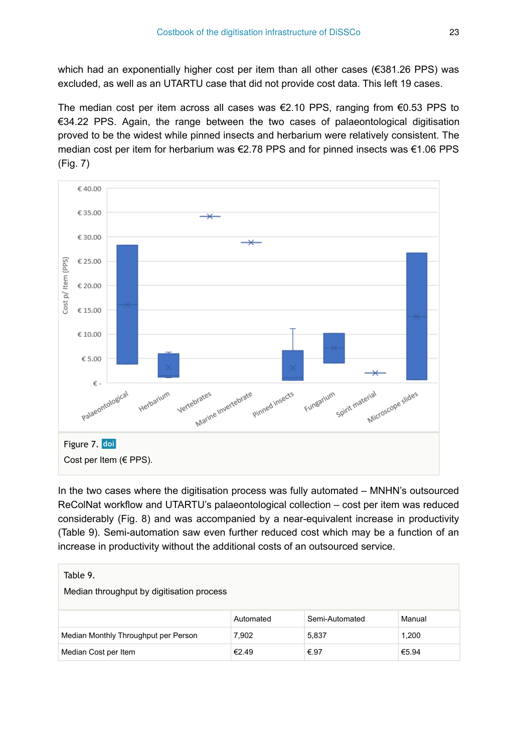which had an exponentially higher cost per item than all other cases (€381.26 PPS) was excluded, as well as an UTARTU case that did not provide cost data. This left 19 cases.

The median cost per item across all cases was €2.10 PPS, ranging from €0.53 PPS to €34.22 PPS. Again, the range between the two cases of palaeontological digitisation proved to be the widest while pinned insects and herbarium were relatively consistent. The median cost per item for herbarium was €2.78 PPS and for pinned insects was €1.06 PPS (Fig. 7)

Figure 7. doi

Cost per Item (€ PPS).

In the two cases where the digitisation process was fully automated – MNHN's outsourced ReColNat workflow and UTARTU's palaeontological collection – cost per item was reduced considerably (Fig. 8) and was accompanied by a near-equivalent increase in productivity (Table 9). Semi-automation saw even further reduced cost which may be a function of an increase in productivity without the additional costs of an outsourced service.

Table 9.

Median throughput by digitisation process

| | Automated | Semi-Automated | Manual |
|---|---|---|---|
| Median Monthly Throughput per Person | 7,902 | 5,837 | 1,200 |
| Median Cost per Item | €2.49 | €.97 | €5.94 |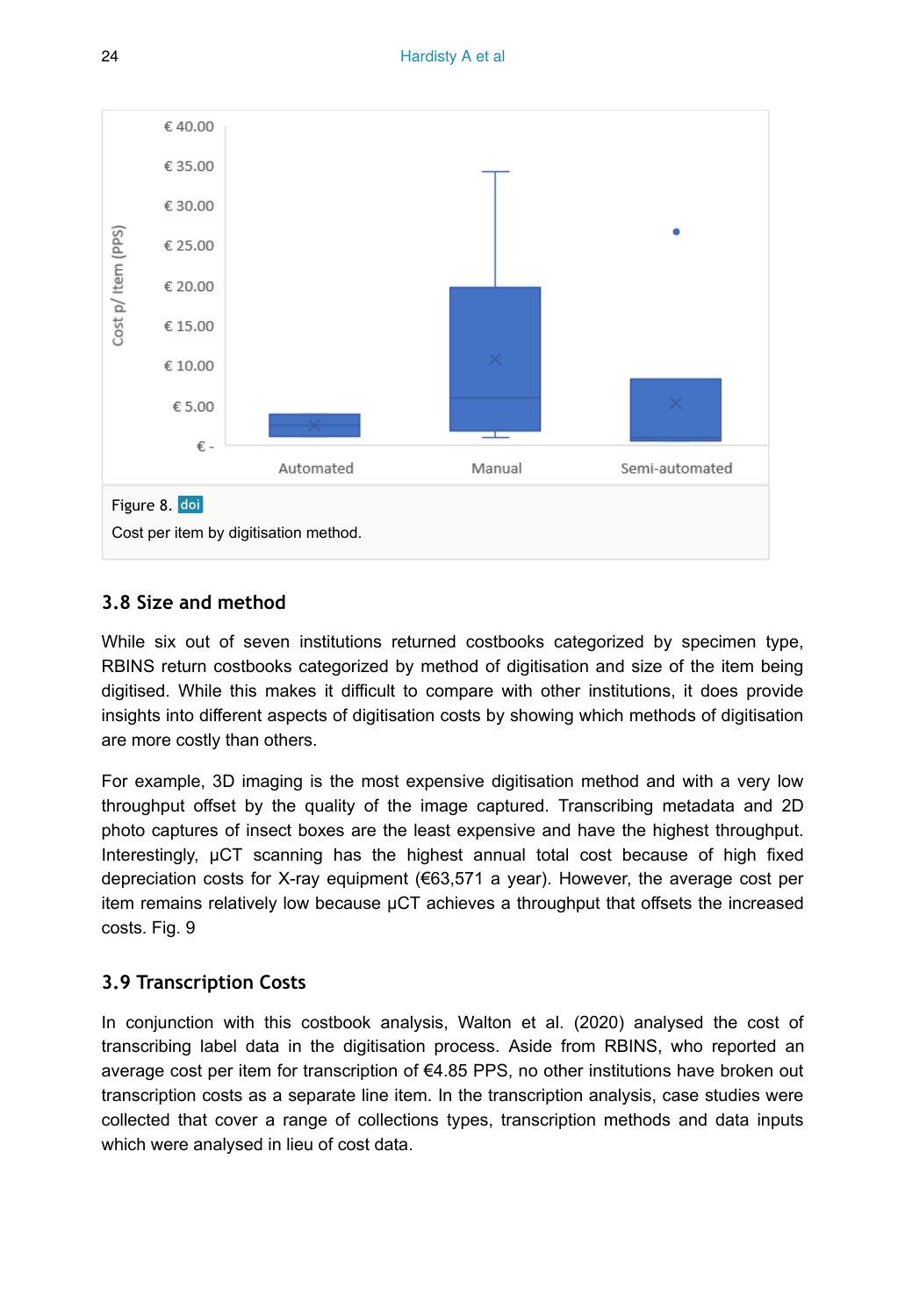Figure 8. doi

Cost per item by digitisation method.

## 3.8 Size and method

While six out of seven institutions returned costbooks categorized by specimen type, RBINS return costbooks categorized by method of digitisation and size of the item being digitised. While this makes it difficult to compare with other institutions, it does provide insights into different aspects of digitisation costs by showing which methods of digitisation are more costly than others.

For example, 3D imaging is the most expensive digitisation method and with a very low throughput offset by the quality of the image captured. Transcribing metadata and 2D photo captures of insect boxes are the least expensive and have the highest throughput. Interestingly, µCT scanning has the highest annual total cost because of high fixed depreciation costs for X-ray equipment (€63,571 a year). However, the average cost per item remains relatively low because µCT achieves a throughput that offsets the increased costs. Fig. 9

## 3.9 Transcription Costs

In conjunction with this costbook analysis, Walton et al. (2020) analysed the cost of transcribing label data in the digitisation process. Aside from RBINS, who reported an average cost per item for transcription of €4.85 PPS, no other institutions have broken out transcription costs as a separate line item. In the transcription analysis, case studies were collected that cover a range of collections types, transcription methods and data inputs which were analysed in lieu of cost data.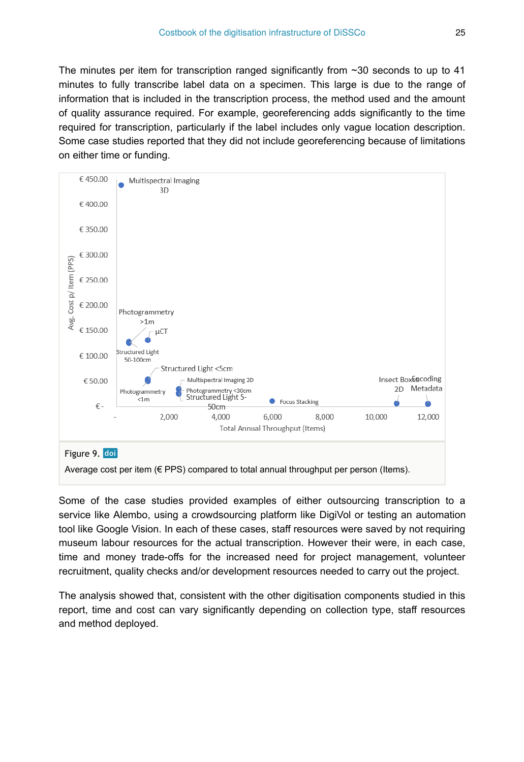The minutes per item for transcription ranged significantly from ~30 seconds to up to 41 minutes to fully transcribe label data on a specimen. This large is due to the range of information that is included in the transcription process, the method used and the amount of quality assurance required. For example, georeferencing adds significantly to the time required for transcription, particularly if the label includes only vague location description. Some case studies reported that they did not include georeferencing because of limitations on either time or funding.

Figure 9. doi

Average cost per item (€ PPS) compared to total annual throughput per person (Items).

Some of the case studies provided examples of either outsourcing transcription to a service like Alembo, using a crowdsourcing platform like DigiVol or testing an automation tool like Google Vision. In each of these cases, staff resources were saved by not requiring museum labour resources for the actual transcription. However their were, in each case, time and money trade-offs for the increased need for project management, volunteer recruitment, quality checks and/or development resources needed to carry out the project.

The analysis showed that, consistent with the other digitisation components studied in this report, time and cost can vary significantly depending on collection type, staff resources and method deployed.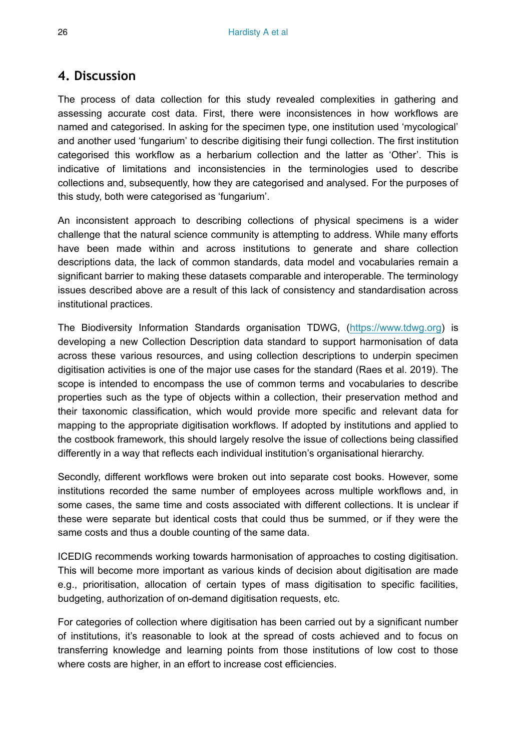## 4. Discussion

The process of data collection for this study revealed complexities in gathering and assessing accurate cost data. First, there were inconsistences in how workflows are named and categorised. In asking for the specimen type, one institution used 'mycological' and another used 'fungarium' to describe digitising their fungi collection. The first institution categorised this workflow as a herbarium collection and the latter as 'Other'. This is indicative of limitations and inconsistencies in the terminologies used to describe collections and, subsequently, how they are categorised and analysed. For the purposes of this study, both were categorised as 'fungarium'.

An inconsistent approach to describing collections of physical specimens is a wider challenge that the natural science community is attempting to address. While many efforts have been made within and across institutions to generate and share collection descriptions data, the lack of common standards, data model and vocabularies remain a significant barrier to making these datasets comparable and interoperable. The terminology issues described above are a result of this lack of consistency and standardisation across institutional practices.

The Biodiversity Information Standards organisation TDWG, (https://www.tdwg.org) is developing a new Collection Description data standard to support harmonisation of data across these various resources, and using collection descriptions to underpin specimen digitisation activities is one of the major use cases for the standard (Raes et al. 2019). The scope is intended to encompass the use of common terms and vocabularies to describe properties such as the type of objects within a collection, their preservation method and their taxonomic classification, which would provide more specific and relevant data for mapping to the appropriate digitisation workflows. If adopted by institutions and applied to the costbook framework, this should largely resolve the issue of collections being classified differently in a way that reflects each individual institution's organisational hierarchy.

Secondly, different workflows were broken out into separate cost books. However, some institutions recorded the same number of employees across multiple workflows and, in some cases, the same time and costs associated with different collections. It is unclear if these were separate but identical costs that could thus be summed, or if they were the same costs and thus a double counting of the same data.

ICEDIG recommends working towards harmonisation of approaches to costing digitisation. This will become more important as various kinds of decision about digitisation are made e.g., prioritisation, allocation of certain types of mass digitisation to specific facilities, budgeting, authorization of on-demand digitisation requests, etc.

For categories of collection where digitisation has been carried out by a significant number of institutions, it's reasonable to look at the spread of costs achieved and to focus on transferring knowledge and learning points from those institutions of low cost to those where costs are higher, in an effort to increase cost efficiencies.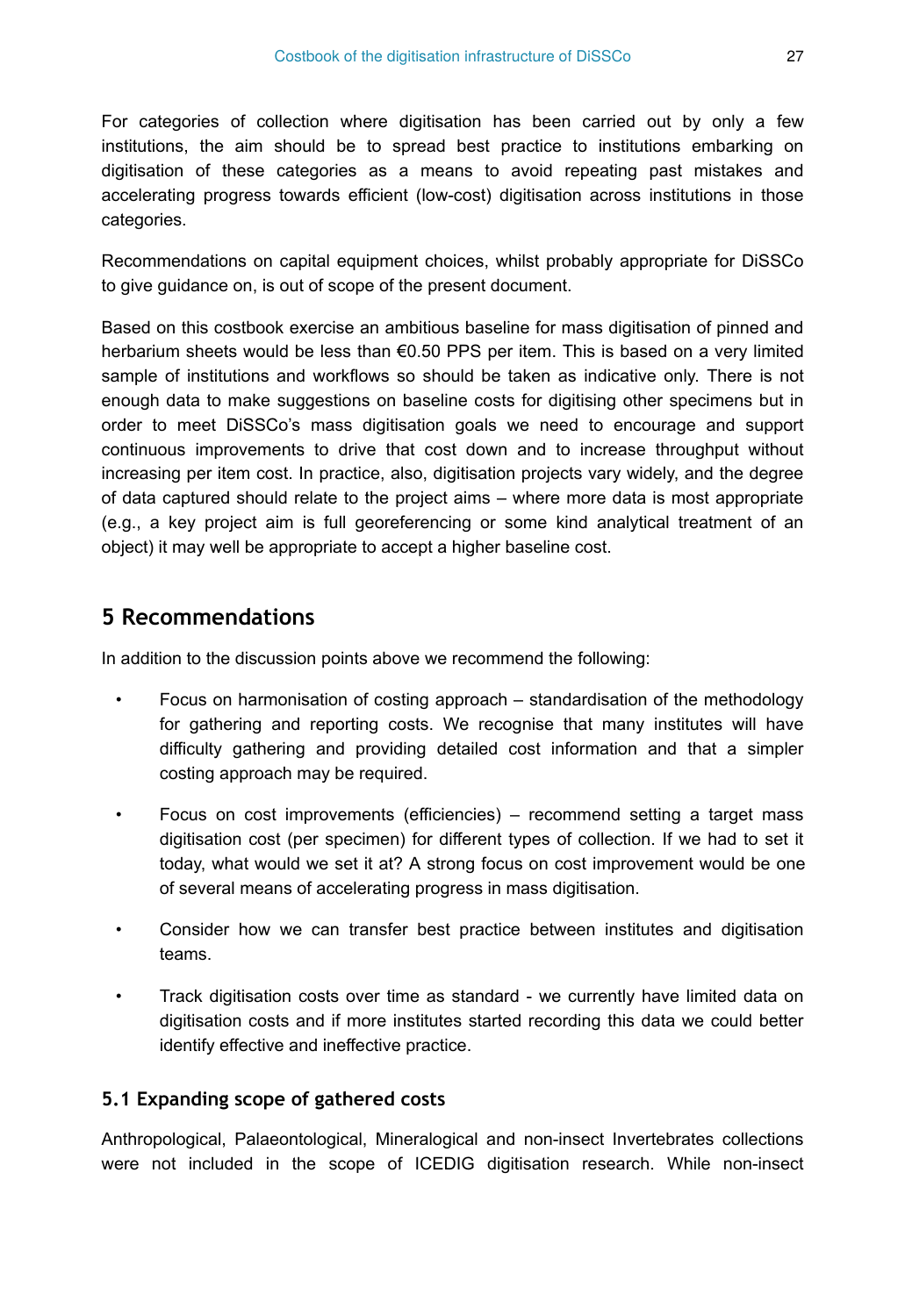For categories of collection where digitisation has been carried out by only a few institutions, the aim should be to spread best practice to institutions embarking on digitisation of these categories as a means to avoid repeating past mistakes and accelerating progress towards efficient (low-cost) digitisation across institutions in those categories.

Recommendations on capital equipment choices, whilst probably appropriate for DiSSCo to give guidance on, is out of scope of the present document.

Based on this costbook exercise an ambitious baseline for mass digitisation of pinned and herbarium sheets would be less than €0.50 PPS per item. This is based on a very limited sample of institutions and workflows so should be taken as indicative only. There is not enough data to make suggestions on baseline costs for digitising other specimens but in order to meet DiSSCo's mass digitisation goals we need to encourage and support continuous improvements to drive that cost down and to increase throughput without increasing per item cost. In practice, also, digitisation projects vary widely, and the degree of data captured should relate to the project aims – where more data is most appropriate (e.g., a key project aim is full georeferencing or some kind analytical treatment of an object) it may well be appropriate to accept a higher baseline cost.

## 5 Recommendations

In addition to the discussion points above we recommend the following:

- Focus on harmonisation of costing approach – standardisation of the methodology for gathering and reporting costs. We recognise that many institutes will have difficulty gathering and providing detailed cost information and that a simpler costing approach may be required.
- Focus on cost improvements (efficiencies) – recommend setting a target mass digitisation cost (per specimen) for different types of collection. If we had to set it today, what would we set it at? A strong focus on cost improvement would be one of several means of accelerating progress in mass digitisation.
- Consider how we can transfer best practice between institutes and digitisation teams.
- Track digitisation costs over time as standard - we currently have limited data on digitisation costs and if more institutes started recording this data we could better identify effective and ineffective practice.

### 5.1 Expanding scope of gathered costs

Anthropological, Palaeontological, Mineralogical and non-insect Invertebrates collections were not included in the scope of ICEDIG digitisation research. While non-insect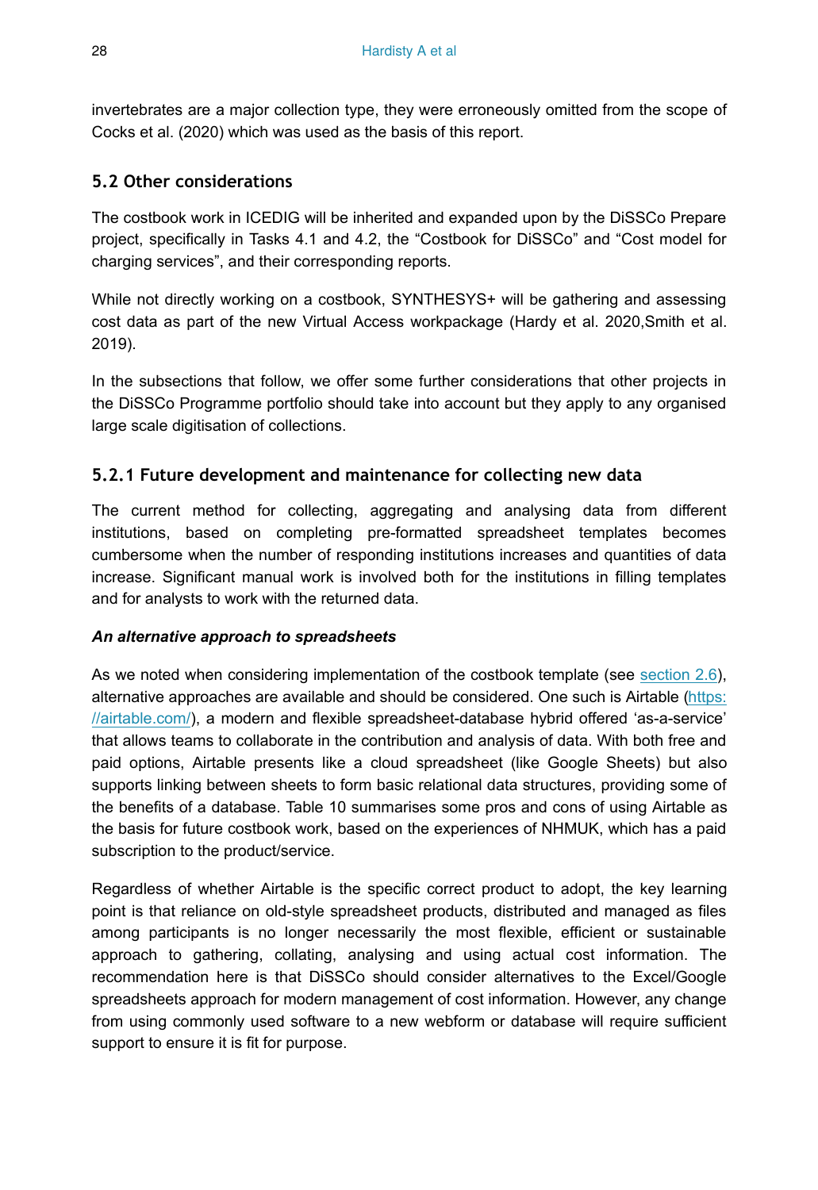invertebrates are a major collection type, they were erroneously omitted from the scope of Cocks et al. (2020) which was used as the basis of this report.

## 5.2 Other considerations

The costbook work in ICEDIG will be inherited and expanded upon by the DiSSCo Prepare project, specifically in Tasks 4.1 and 4.2, the “Costbook for DiSSCo” and “Cost model for charging services”, and their corresponding reports.

While not directly working on a costbook, SYNTHESYS+ will be gathering and assessing cost data as part of the new Virtual Access workpackage (Hardy et al. 2020,Smith et al. 2019).

In the subsections that follow, we offer some further considerations that other projects in the DiSSCo Programme portfolio should take into account but they apply to any organised large scale digitisation of collections.

### 5.2.1 Future development and maintenance for collecting new data

The current method for collecting, aggregating and analysing data from different institutions, based on completing pre-formatted spreadsheet templates becomes cumbersome when the number of responding institutions increases and quantities of data increase. Significant manual work is involved both for the institutions in filling templates and for analysts to work with the returned data.

***An alternative approach to spreadsheets***

As we noted when considering implementation of the costbook template (see section 2.6), alternative approaches are available and should be considered. One such is Airtable (https://airtable.com/), a modern and flexible spreadsheet-database hybrid offered ‘as-a-service’ that allows teams to collaborate in the contribution and analysis of data. With both free and paid options, Airtable presents like a cloud spreadsheet (like Google Sheets) but also supports linking between sheets to form basic relational data structures, providing some of the benefits of a database. Table 10 summarises some pros and cons of using Airtable as the basis for future costbook work, based on the experiences of NHMUK, which has a paid subscription to the product/service.

Regardless of whether Airtable is the specific correct product to adopt, the key learning point is that reliance on old-style spreadsheet products, distributed and managed as files among participants is no longer necessarily the most flexible, efficient or sustainable approach to gathering, collating, analysing and using actual cost information. The recommendation here is that DiSSCo should consider alternatives to the Excel/Google spreadsheets approach for modern management of cost information. However, any change from using commonly used software to a new webform or database will require sufficient support to ensure it is fit for purpose.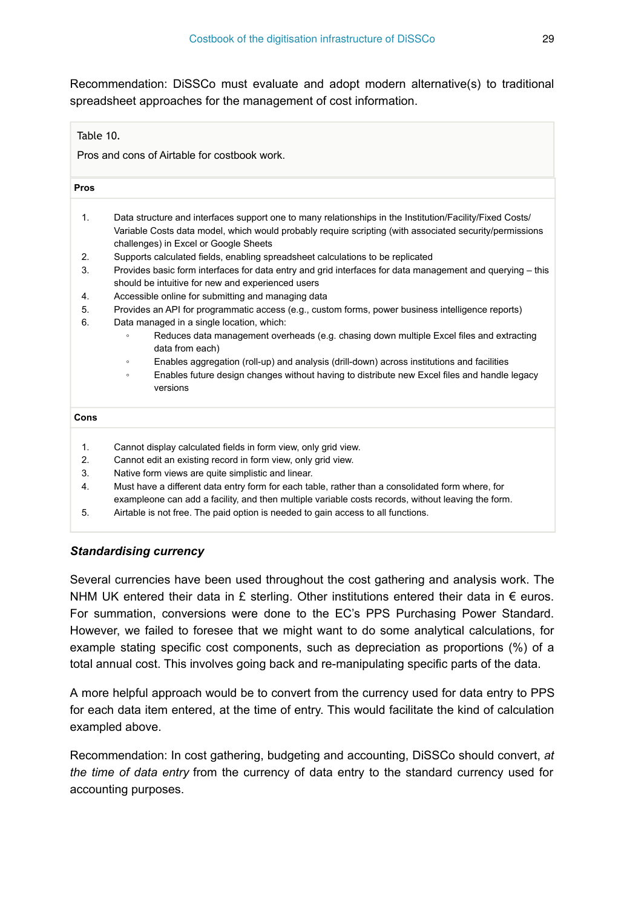Recommendation: DiSSCo must evaluate and adopt modern alternative(s) to traditional spreadsheet approaches for the management of cost information.

Table 10.

Pros and cons of Airtable for costbook work.

**Pros**

1. Data structure and interfaces support one to many relationships in the Institution/Facility/Fixed Costs/ Variable Costs data model, which would probably require scripting (with associated security/permissions challenges) in Excel or Google Sheets
2. Supports calculated fields, enabling spreadsheet calculations to be replicated
3. Provides basic form interfaces for data entry and grid interfaces for data management and querying – this should be intuitive for new and experienced users
4. Accessible online for submitting and managing data
5. Provides an API for programmatic access (e.g., custom forms, power business intelligence reports)
6. Data managed in a single location, which:
    - Reduces data management overheads (e.g. chasing down multiple Excel files and extracting data from each)
    - Enables aggregation (roll-up) and analysis (drill-down) across institutions and facilities
    - Enables future design changes without having to distribute new Excel files and handle legacy versions

**Cons**

1. Cannot display calculated fields in form view, only grid view.
2. Cannot edit an existing record in form view, only grid view.
3. Native form views are quite simplistic and linear.
4. Must have a different data entry form for each table, rather than a consolidated form where, for exampleone can add a facility, and then multiple variable costs records, without leaving the form.
5. Airtable is not free. The paid option is needed to gain access to all functions.

### *Standardising currency*

Several currencies have been used throughout the cost gathering and analysis work. The NHM UK entered their data in £ sterling. Other institutions entered their data in € euros. For summation, conversions were done to the EC's PPS Purchasing Power Standard. However, we failed to foresee that we might want to do some analytical calculations, for example stating specific cost components, such as depreciation as proportions (%) of a total annual cost. This involves going back and re-manipulating specific parts of the data.

A more helpful approach would be to convert from the currency used for data entry to PPS for each data item entered, at the time of entry. This would facilitate the kind of calculation exampled above.

Recommendation: In cost gathering, budgeting and accounting, DiSSCo should convert, *at the time of data entry* from the currency of data entry to the standard currency used for accounting purposes.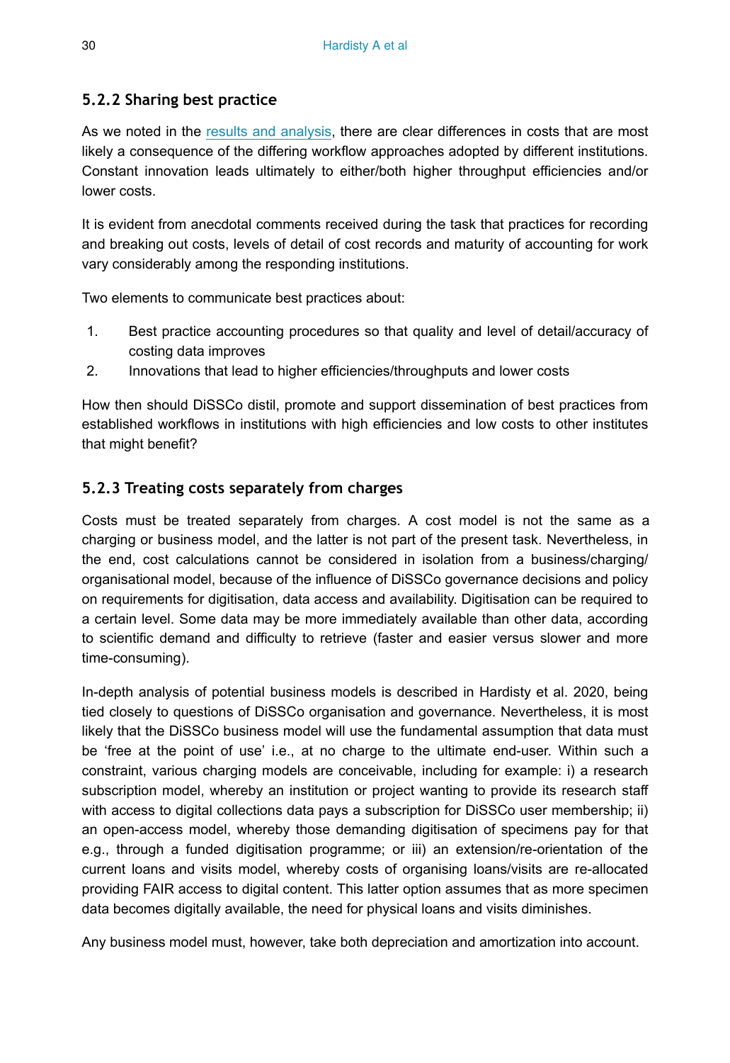### 5.2.2 Sharing best practice

As we noted in the [results and analysis](#), there are clear differences in costs that are most likely a consequence of the differing workflow approaches adopted by different institutions. Constant innovation leads ultimately to either/both higher throughput efficiencies and/or lower costs.

It is evident from anecdotal comments received during the task that practices for recording and breaking out costs, levels of detail of cost records and maturity of accounting for work vary considerably among the responding institutions.

Two elements to communicate best practices about:

1. Best practice accounting procedures so that quality and level of detail/accuracy of costing data improves
2. Innovations that lead to higher efficiencies/throughputs and lower costs

How then should DiSSCo distil, promote and support dissemination of best practices from established workflows in institutions with high efficiencies and low costs to other institutes that might benefit?

### 5.2.3 Treating costs separately from charges

Costs must be treated separately from charges. A cost model is not the same as a charging or business model, and the latter is not part of the present task. Nevertheless, in the end, cost calculations cannot be considered in isolation from a business/charging/organisational model, because of the influence of DiSSCo governance decisions and policy on requirements for digitisation, data access and availability. Digitisation can be required to a certain level. Some data may be more immediately available than other data, according to scientific demand and difficulty to retrieve (faster and easier versus slower and more time-consuming).

In-depth analysis of potential business models is described in Hardisty et al. 2020, being tied closely to questions of DiSSCo organisation and governance. Nevertheless, it is most likely that the DiSSCo business model will use the fundamental assumption that data must be 'free at the point of use' i.e., at no charge to the ultimate end-user. Within such a constraint, various charging models are conceivable, including for example: i) a research subscription model, whereby an institution or project wanting to provide its research staff with access to digital collections data pays a subscription for DiSSCo user membership; ii) an open-access model, whereby those demanding digitisation of specimens pay for that e.g., through a funded digitisation programme; or iii) an extension/re-orientation of the current loans and visits model, whereby costs of organising loans/visits are re-allocated providing FAIR access to digital content. This latter option assumes that as more specimen data becomes digitally available, the need for physical loans and visits diminishes.

Any business model must, however, take both depreciation and amortization into account.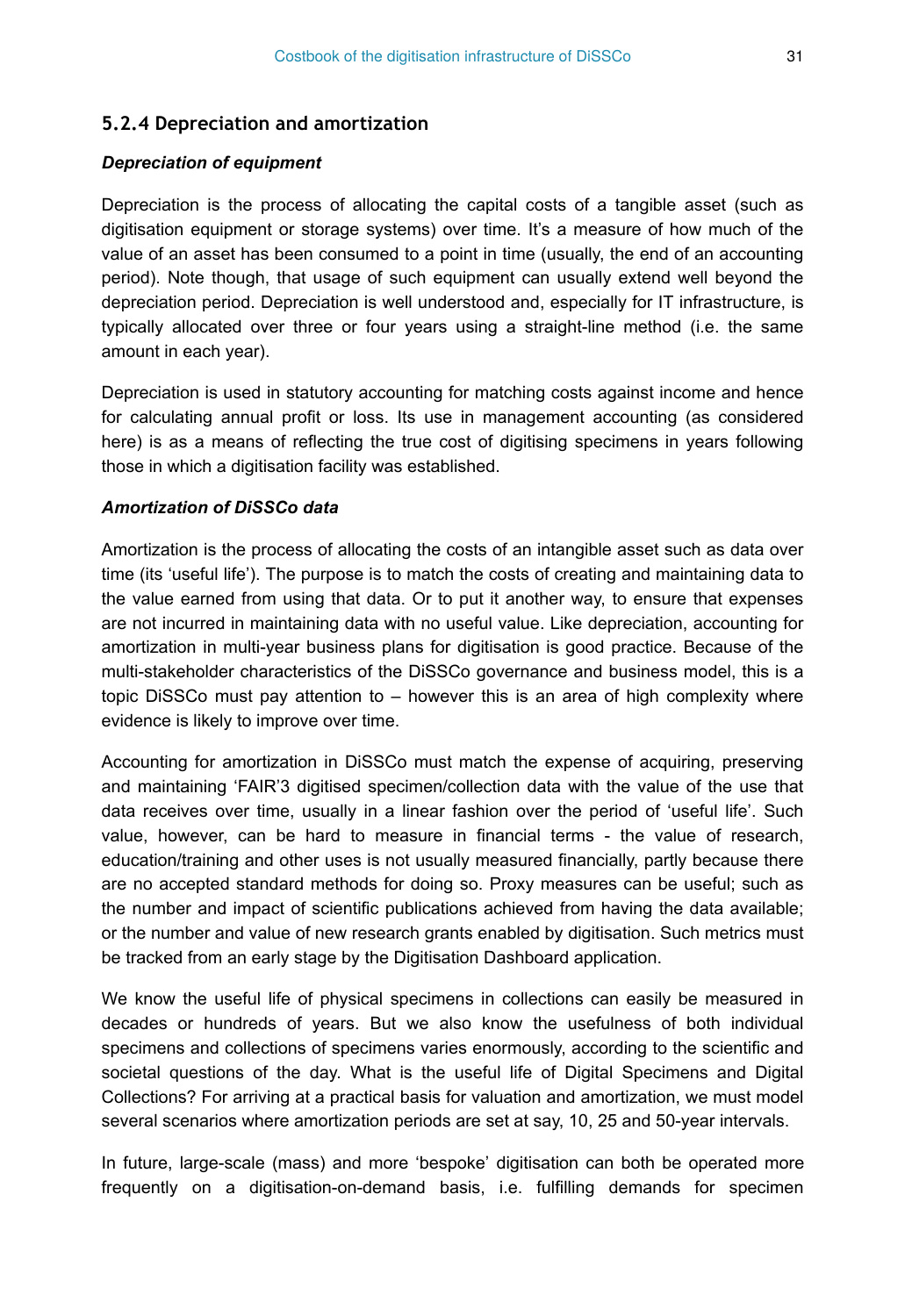### 5.2.4 Depreciation and amortization

***Depreciation of equipment***

Depreciation is the process of allocating the capital costs of a tangible asset (such as digitisation equipment or storage systems) over time. It's a measure of how much of the value of an asset has been consumed to a point in time (usually, the end of an accounting period). Note though, that usage of such equipment can usually extend well beyond the depreciation period. Depreciation is well understood and, especially for IT infrastructure, is typically allocated over three or four years using a straight-line method (i.e. the same amount in each year).

Depreciation is used in statutory accounting for matching costs against income and hence for calculating annual profit or loss. Its use in management accounting (as considered here) is as a means of reflecting the true cost of digitising specimens in years following those in which a digitisation facility was established.

***Amortization of DiSSCo data***

Amortization is the process of allocating the costs of an intangible asset such as data over time (its 'useful life'). The purpose is to match the costs of creating and maintaining data to the value earned from using that data. Or to put it another way, to ensure that expenses are not incurred in maintaining data with no useful value. Like depreciation, accounting for amortization in multi-year business plans for digitisation is good practice. Because of the multi-stakeholder characteristics of the DiSSCo governance and business model, this is a topic DiSSCo must pay attention to – however this is an area of high complexity where evidence is likely to improve over time.

Accounting for amortization in DiSSCo must match the expense of acquiring, preserving and maintaining 'FAIR'[3] digitised specimen/collection data with the value of the use that data receives over time, usually in a linear fashion over the period of 'useful life'. Such value, however, can be hard to measure in financial terms - the value of research, education/training and other uses is not usually measured financially, partly because there are no accepted standard methods for doing so. Proxy measures can be useful; such as the number and impact of scientific publications achieved from having the data available; or the number and value of new research grants enabled by digitisation. Such metrics must be tracked from an early stage by the Digitisation Dashboard application.

We know the useful life of physical specimens in collections can easily be measured in decades or hundreds of years. But we also know the usefulness of both individual specimens and collections of specimens varies enormously, according to the scientific and societal questions of the day. What is the useful life of Digital Specimens and Digital Collections? For arriving at a practical basis for valuation and amortization, we must model several scenarios where amortization periods are set at say, 10, 25 and 50-year intervals.

In future, large-scale (mass) and more 'bespoke' digitisation can both be operated more frequently on a digitisation-on-demand basis, i.e. fulfilling demands for specimen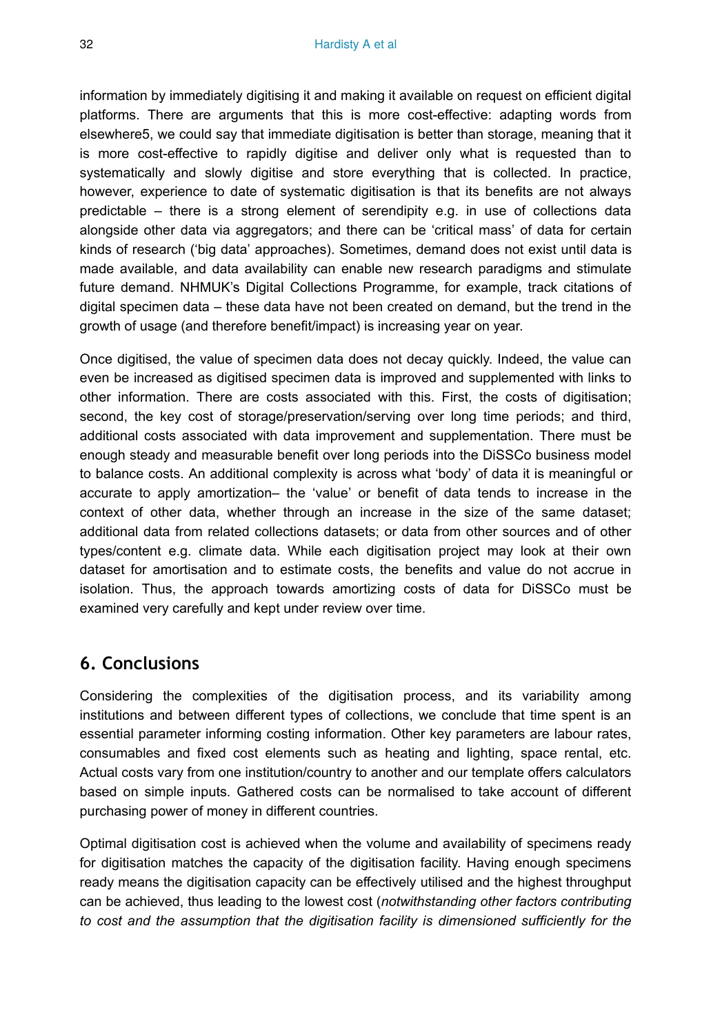information by immediately digitising it and making it available on request on efficient digital platforms. There are arguments that this is more cost-effective: adapting words from elsewhere5, we could say that immediate digitisation is better than storage, meaning that it is more cost-effective to rapidly digitise and deliver only what is requested than to systematically and slowly digitise and store everything that is collected. In practice, however, experience to date of systematic digitisation is that its benefits are not always predictable – there is a strong element of serendipity e.g. in use of collections data alongside other data via aggregators; and there can be 'critical mass' of data for certain kinds of research ('big data' approaches). Sometimes, demand does not exist until data is made available, and data availability can enable new research paradigms and stimulate future demand. NHMUK's Digital Collections Programme, for example, track citations of digital specimen data – these data have not been created on demand, but the trend in the growth of usage (and therefore benefit/impact) is increasing year on year.

Once digitised, the value of specimen data does not decay quickly. Indeed, the value can even be increased as digitised specimen data is improved and supplemented with links to other information. There are costs associated with this. First, the costs of digitisation; second, the key cost of storage/preservation/serving over long time periods; and third, additional costs associated with data improvement and supplementation. There must be enough steady and measurable benefit over long periods into the DiSSCo business model to balance costs. An additional complexity is across what 'body' of data it is meaningful or accurate to apply amortization– the 'value' or benefit of data tends to increase in the context of other data, whether through an increase in the size of the same dataset; additional data from related collections datasets; or data from other sources and of other types/content e.g. climate data. While each digitisation project may look at their own dataset for amortisation and to estimate costs, the benefits and value do not accrue in isolation. Thus, the approach towards amortizing costs of data for DiSSCo must be examined very carefully and kept under review over time.

## 6. Conclusions

Considering the complexities of the digitisation process, and its variability among institutions and between different types of collections, we conclude that time spent is an essential parameter informing costing information. Other key parameters are labour rates, consumables and fixed cost elements such as heating and lighting, space rental, etc. Actual costs vary from one institution/country to another and our template offers calculators based on simple inputs. Gathered costs can be normalised to take account of different purchasing power of money in different countries.

Optimal digitisation cost is achieved when the volume and availability of specimens ready for digitisation matches the capacity of the digitisation facility. Having enough specimens ready means the digitisation capacity can be effectively utilised and the highest throughput can be achieved, thus leading to the lowest cost (*notwithstanding other factors contributing to cost and the assumption that the digitisation facility is dimensioned sufficiently for the*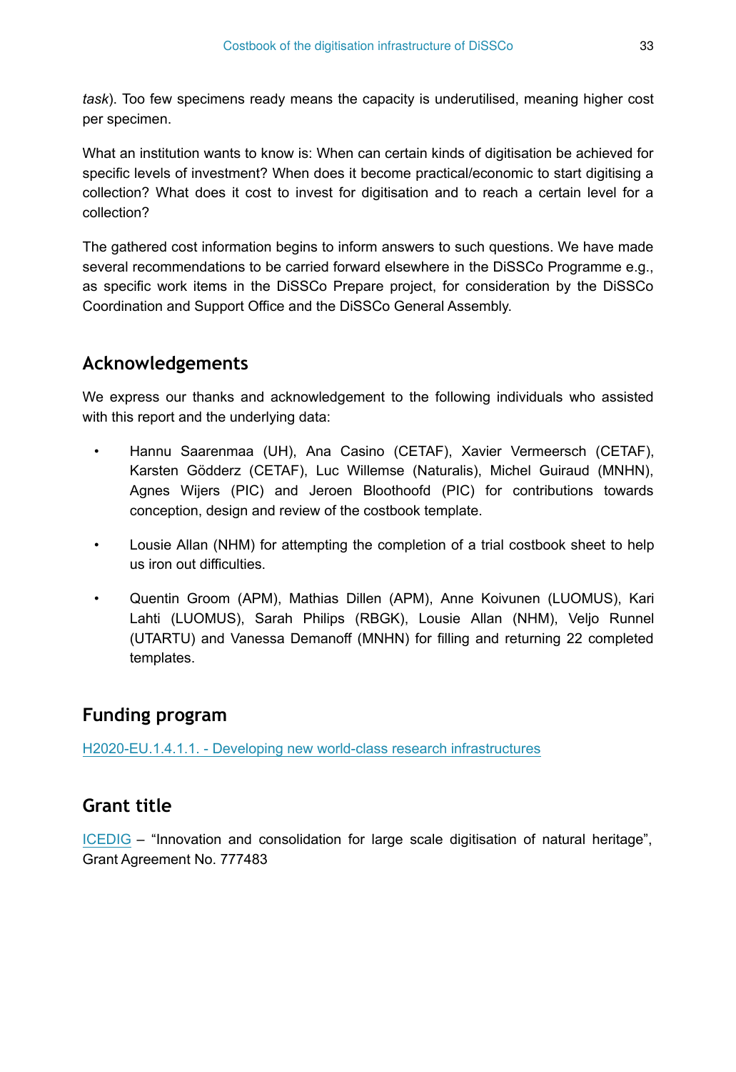*task*). Too few specimens ready means the capacity is underutilised, meaning higher cost per specimen.

What an institution wants to know is: When can certain kinds of digitisation be achieved for specific levels of investment? When does it become practical/economic to start digitising a collection? What does it cost to invest for digitisation and to reach a certain level for a collection?

The gathered cost information begins to inform answers to such questions. We have made several recommendations to be carried forward elsewhere in the DiSSCo Programme e.g., as specific work items in the DiSSCo Prepare project, for consideration by the DiSSCo Coordination and Support Office and the DiSSCo General Assembly.

## Acknowledgements

We express our thanks and acknowledgement to the following individuals who assisted with this report and the underlying data:

- Hannu Saarenmaa (UH), Ana Casino (CETAF), Xavier Vermeersch (CETAF), Karsten Gödderz (CETAF), Luc Willemse (Naturalis), Michel Guiraud (MNHN), Agnes Wijers (PIC) and Jeroen Bloothoofd (PIC) for contributions towards conception, design and review of the costbook template.
- Lousie Allan (NHM) for attempting the completion of a trial costbook sheet to help us iron out difficulties.
- Quentin Groom (APM), Mathias Dillen (APM), Anne Koivunen (LUOMUS), Kari Lahti (LUOMUS), Sarah Philips (RBGK), Lousie Allan (NHM), Veljo Runnel (UTARTU) and Vanessa Demanoff (MNHN) for filling and returning 22 completed templates.

## Funding program

H2020-EU.1.4.1.1. - Developing new world-class research infrastructures

## Grant title

ICEDIG – "Innovation and consolidation for large scale digitisation of natural heritage", Grant Agreement No. 777483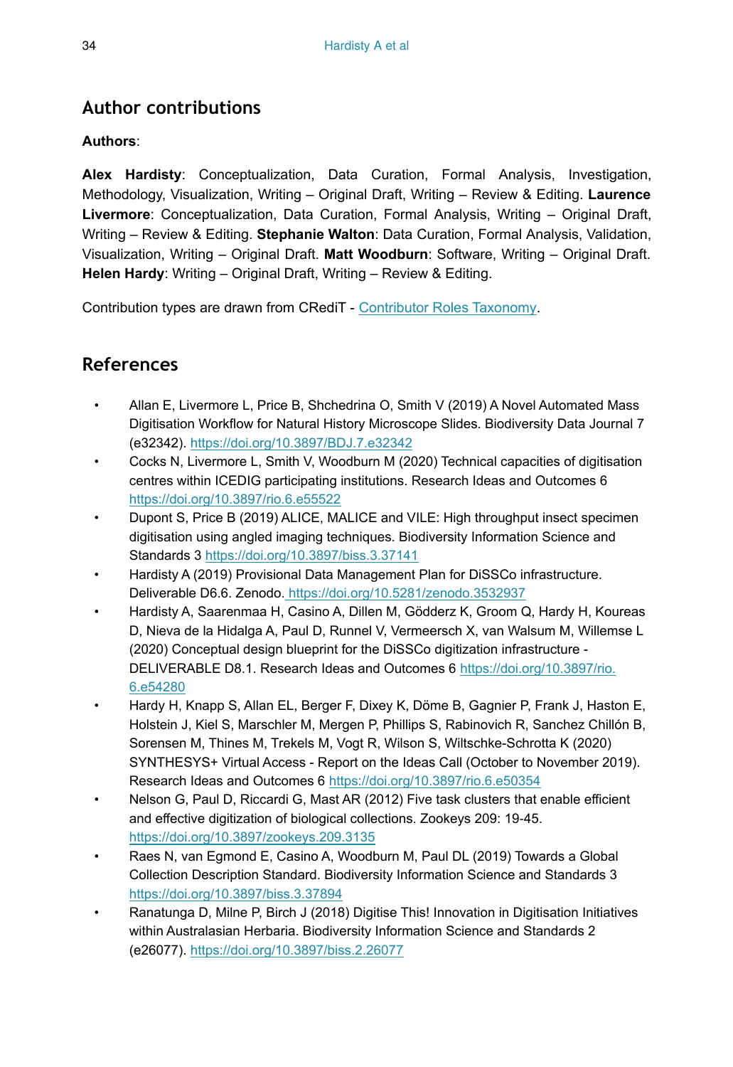## Author contributions

**Authors**:

**Alex Hardisty**: Conceptualization, Data Curation, Formal Analysis, Investigation, Methodology, Visualization, Writing – Original Draft, Writing – Review & Editing. **Laurence Livermore**: Conceptualization, Data Curation, Formal Analysis, Writing – Original Draft, Writing – Review & Editing. **Stephanie Walton**: Data Curation, Formal Analysis, Validation, Visualization, Writing – Original Draft. **Matt Woodburn**: Software, Writing – Original Draft. **Helen Hardy**: Writing – Original Draft, Writing – Review & Editing.

Contribution types are drawn from CRediT - [Contributor Roles Taxonomy](https://casrai.org/credit/).

## References

- Allan E, Livermore L, Price B, Shchedrina O, Smith V (2019) A Novel Automated Mass Digitisation Workflow for Natural History Microscope Slides. Biodiversity Data Journal 7 (e32342). https://doi.org/10.3897/BDJ.7.e32342
- Cocks N, Livermore L, Smith V, Woodburn M (2020) Technical capacities of digitisation centres within ICEDIG participating institutions. Research Ideas and Outcomes 6 https://doi.org/10.3897/rio.6.e55522
- Dupont S, Price B (2019) ALICE, MALICE and VILE: High throughput insect specimen digitisation using angled imaging techniques. Biodiversity Information Science and Standards 3 https://doi.org/10.3897/biss.3.37141
- Hardisty A (2019) Provisional Data Management Plan for DiSSCo infrastructure. Deliverable D6.6. Zenodo. https://doi.org/10.5281/zenodo.3532937
- Hardisty A, Saarenmaa H, Casino A, Dillen M, Gödderz K, Groom Q, Hardy H, Koureas D, Nieva de la Hidalga A, Paul D, Runnel V, Vermeersch X, van Walsum M, Willemse L (2020) Conceptual design blueprint for the DiSSCo digitization infrastructure - DELIVERABLE D8.1. Research Ideas and Outcomes 6 https://doi.org/10.3897/rio.6.e54280
- Hardy H, Knapp S, Allan EL, Berger F, Dixey K, Döme B, Gagnier P, Frank J, Haston E, Holstein J, Kiel S, Marschler M, Mergen P, Phillips S, Rabinovich R, Sanchez Chillón B, Sorensen M, Thines M, Trekels M, Vogt R, Wilson S, Wiltschke-Schrotta K (2020) SYNTHESYS+ Virtual Access - Report on the Ideas Call (October to November 2019). Research Ideas and Outcomes 6 https://doi.org/10.3897/rio.6.e50354
- Nelson G, Paul D, Riccardi G, Mast AR (2012) Five task clusters that enable efficient and effective digitization of biological collections. Zookeys 209: 19-45. https://doi.org/10.3897/zookeys.209.3135
- Raes N, van Egmond E, Casino A, Woodburn M, Paul DL (2019) Towards a Global Collection Description Standard. Biodiversity Information Science and Standards 3 https://doi.org/10.3897/biss.3.37894
- Ranatunga D, Milne P, Birch J (2018) Digitise This! Innovation in Digitisation Initiatives within Australasian Herbaria. Biodiversity Information Science and Standards 2 (e26077). https://doi.org/10.3897/biss.2.26077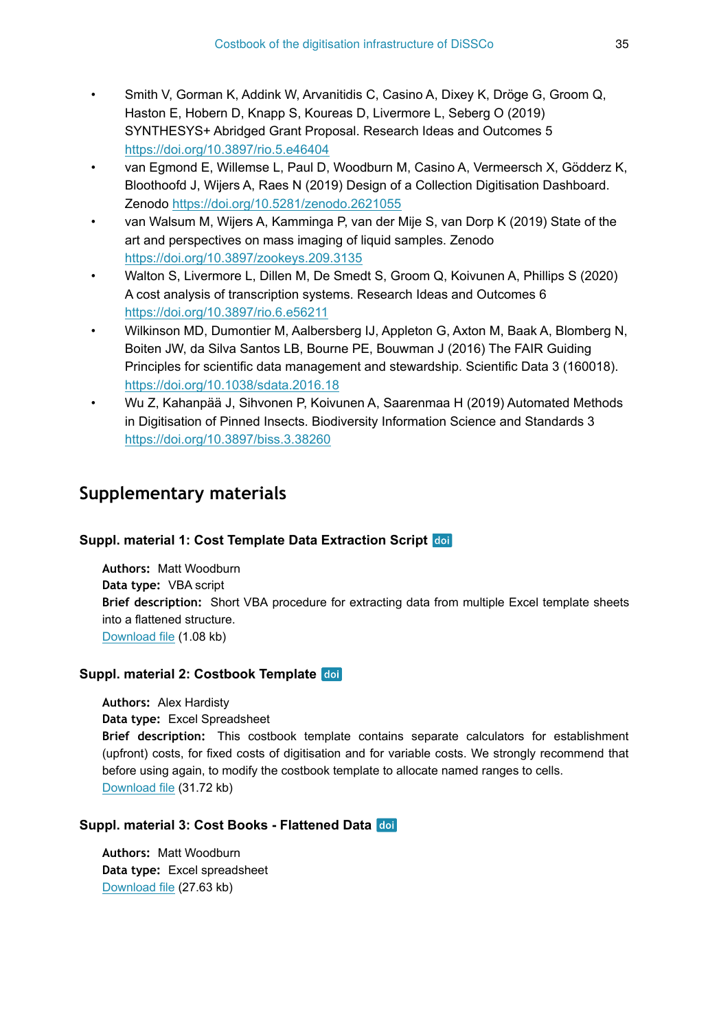- Smith V, Gorman K, Addink W, Arvanitidis C, Casino A, Dixey K, Dröge G, Groom Q, Haston E, Hobern D, Knapp S, Koureas D, Livermore L, Seberg O (2019) SYNTHESYS+ Abridged Grant Proposal. Research Ideas and Outcomes 5 https://doi.org/10.3897/rio.5.e46404
- van Egmond E, Willemse L, Paul D, Woodburn M, Casino A, Vermeersch X, Gödderz K, Bloothoofd J, Wijers A, Raes N (2019) Design of a Collection Digitisation Dashboard. Zenodo https://doi.org/10.5281/zenodo.2621055
- van Walsum M, Wijers A, Kamminga P, van der Mije S, van Dorp K (2019) State of the art and perspectives on mass imaging of liquid samples. Zenodo https://doi.org/10.3897/zookeys.209.3135
- Walton S, Livermore L, Dillen M, De Smedt S, Groom Q, Koivunen A, Phillips S (2020) A cost analysis of transcription systems. Research Ideas and Outcomes 6 https://doi.org/10.3897/rio.6.e56211
- Wilkinson MD, Dumontier M, Aalbersberg IJ, Appleton G, Axton M, Baak A, Blomberg N, Boiten JW, da Silva Santos LB, Bourne PE, Bouwman J (2016) The FAIR Guiding Principles for scientific data management and stewardship. Scientific Data 3 (160018). https://doi.org/10.1038/sdata.2016.18
- Wu Z, Kahanpää J, Sihvonen P, Koivunen A, Saarenmaa H (2019) Automated Methods in Digitisation of Pinned Insects. Biodiversity Information Science and Standards 3 https://doi.org/10.3897/biss.3.38260

## Supplementary materials

### Suppl. material 1: Cost Template Data Extraction Script doi

**Authors:** Matt Woodburn
**Data type:** VBA script
**Brief description:** Short VBA procedure for extracting data from multiple Excel template sheets into a flattened structure.
Download file (1.08 kb)

### Suppl. material 2: Costbook Template doi

**Authors:** Alex Hardisty
**Data type:** Excel Spreadsheet
**Brief description:** This costbook template contains separate calculators for establishment (upfront) costs, for fixed costs of digitisation and for variable costs. We strongly recommend that before using again, to modify the costbook template to allocate named ranges to cells.
Download file (31.72 kb)

### Suppl. material 3: Cost Books - Flattened Data doi

**Authors:** Matt Woodburn
**Data type:** Excel spreadsheet
Download file (27.63 kb)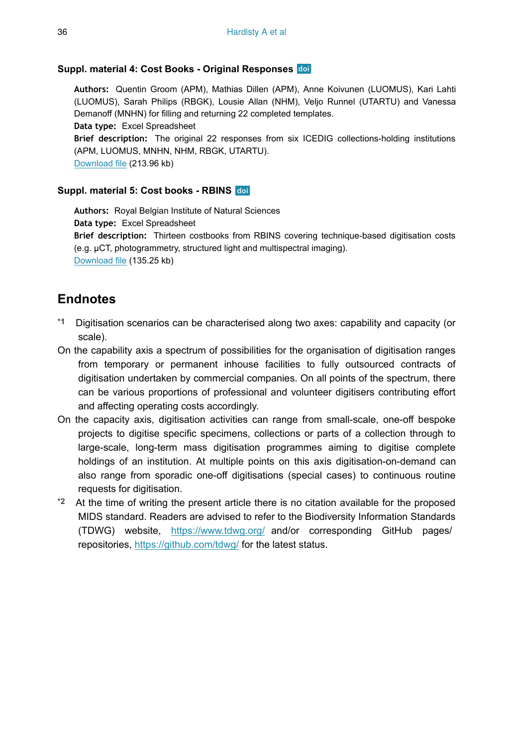### Suppl. material 4: Cost Books - Original Responses doi

**Authors:** Quentin Groom (APM), Mathias Dillen (APM), Anne Koivunen (LUOMUS), Kari Lahti (LUOMUS), Sarah Philips (RBGK), Lousie Allan (NHM), Veljo Runnel (UTARTU) and Vanessa Demanoff (MNHN) for filling and returning 22 completed templates.

**Data type:** Excel Spreadsheet

**Brief description:** The original 22 responses from six ICEDIG collections-holding institutions (APM, LUOMUS, MNHN, NHM, RBGK, UTARTU).

Download file (213.96 kb)

### Suppl. material 5: Cost books - RBINS doi

**Authors:** Royal Belgian Institute of Natural Sciences

**Data type:** Excel Spreadsheet

**Brief description:** Thirteen costbooks from RBINS covering technique-based digitisation costs (e.g. µCT, photogrammetry, structured light and multispectral imaging).

Download file (135.25 kb)

## Endnotes

*1 Digitisation scenarios can be characterised along two axes: capability and capacity (or scale).

On the capability axis a spectrum of possibilities for the organisation of digitisation ranges from temporary or permanent inhouse facilities to fully outsourced contracts of digitisation undertaken by commercial companies. On all points of the spectrum, there can be various proportions of professional and volunteer digitisers contributing effort and affecting operating costs accordingly.

On the capacity axis, digitisation activities can range from small-scale, one-off bespoke projects to digitise specific specimens, collections or parts of a collection through to large-scale, long-term mass digitisation programmes aiming to digitise complete holdings of an institution. At multiple points on this axis digitisation-on-demand can also range from sporadic one-off digitisations (special cases) to continuous routine requests for digitisation.

*2 At the time of writing the present article there is no citation available for the proposed MIDS standard. Readers are advised to refer to the Biodiversity Information Standards (TDWG) website, https://www.tdwg.org/ and/or corresponding GitHub pages/ repositories, https://github.com/tdwg/ for the latest status.